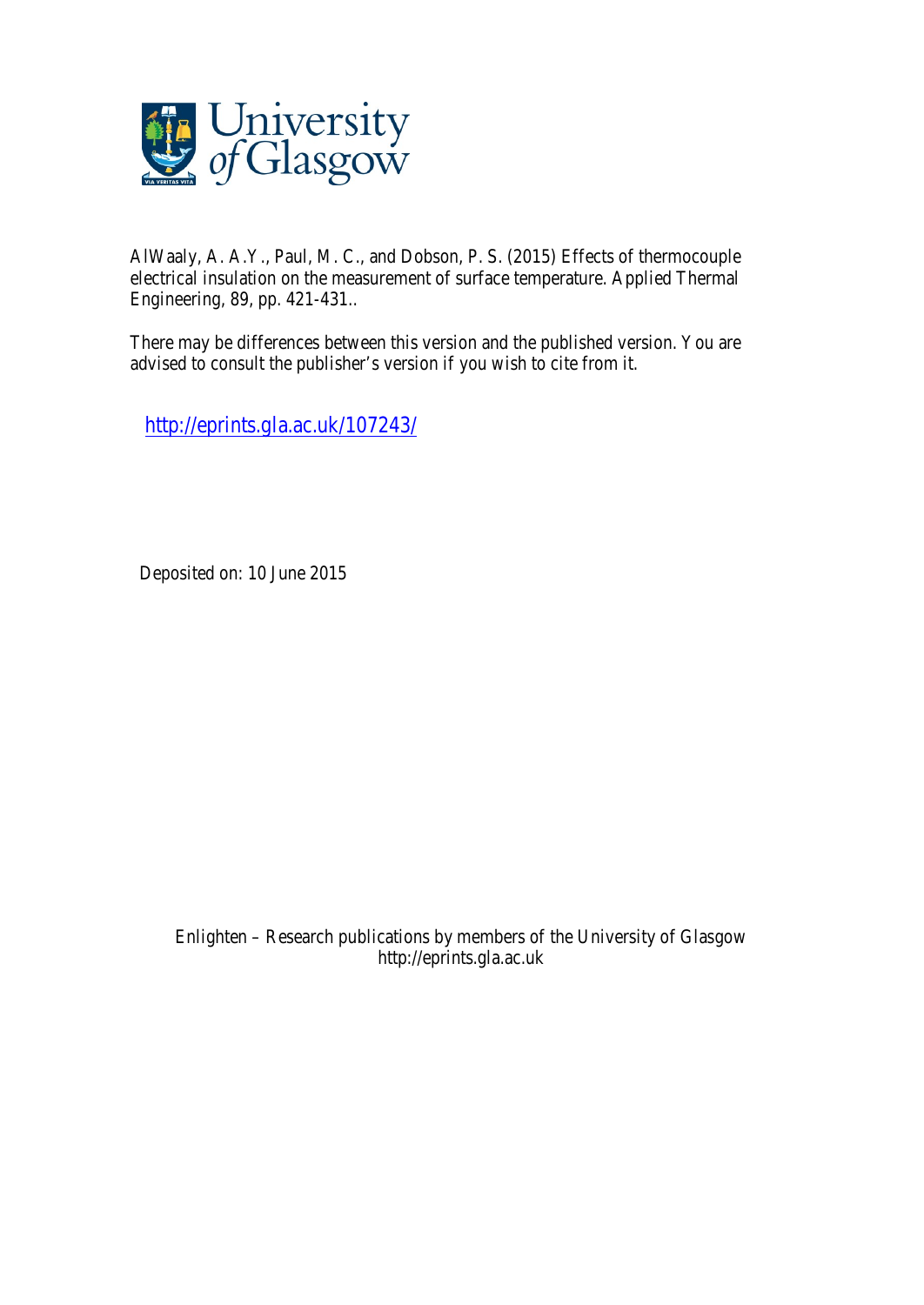University of Glasgow

AlWaaly, A. A.Y., Paul, M. C., and Dobson, P. S. (2015) Effects of thermocouple electrical insulation on the measurement of surface temperature. Applied Thermal Engineering, 89, pp. 421-431..

There may be differences between this version and the published version. You are advised to consult the publisher's version if you wish to cite from it.

http://eprints.gla.ac.uk/107243/

Deposited on: 10 June 2015

Enlighten – Research publications by members of the University of Glasgow
http://eprints.gla.ac.uk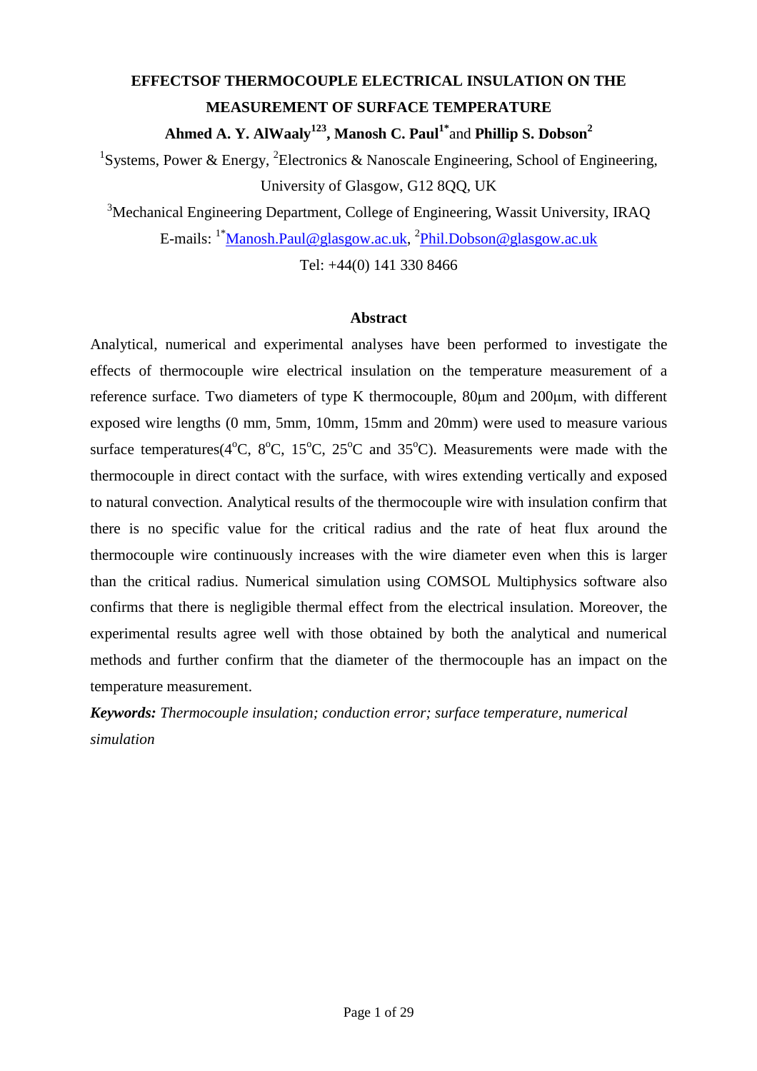# EFFECTSOF THERMOCOUPLE ELECTRICAL INSULATION ON THE MEASUREMENT OF SURFACE TEMPERATURE

**Ahmed A. Y. AlWaaly[123], Manosh C. Paul[1*]** and **Phillip S. Dobson[2]**

[1]Systems, Power & Energy, [2]Electronics & Nanoscale Engineering, School of Engineering, University of Glasgow, G12 8QQ, UK

[3]Mechanical Engineering Department, College of Engineering, Wassit University, IRAQ

E-mails: [1*]Manosh.Paul@glasgow.ac.uk, [2]Phil.Dobson@glasgow.ac.uk

Tel: +44(0) 141 330 8466

## Abstract

Analytical, numerical and experimental analyses have been performed to investigate the effects of thermocouple wire electrical insulation on the temperature measurement of a reference surface. Two diameters of type K thermocouple, 80μm and 200μm, with different exposed wire lengths (0 mm, 5mm, 10mm, 15mm and 20mm) were used to measure various surface temperatures(4$^{o}$C, 8$^{o}$C, 15$^{o}$C, 25$^{o}$C and 35$^{o}$C). Measurements were made with the thermocouple in direct contact with the surface, with wires extending vertically and exposed to natural convection. Analytical results of the thermocouple wire with insulation confirm that there is no specific value for the critical radius and the rate of heat flux around the thermocouple wire continuously increases with the wire diameter even when this is larger than the critical radius. Numerical simulation using COMSOL Multiphysics software also confirms that there is negligible thermal effect from the electrical insulation. Moreover, the experimental results agree well with those obtained by both the analytical and numerical methods and further confirm that the diameter of the thermocouple has an impact on the temperature measurement.

***Keywords:*** *Thermocouple insulation; conduction error; surface temperature, numerical simulation*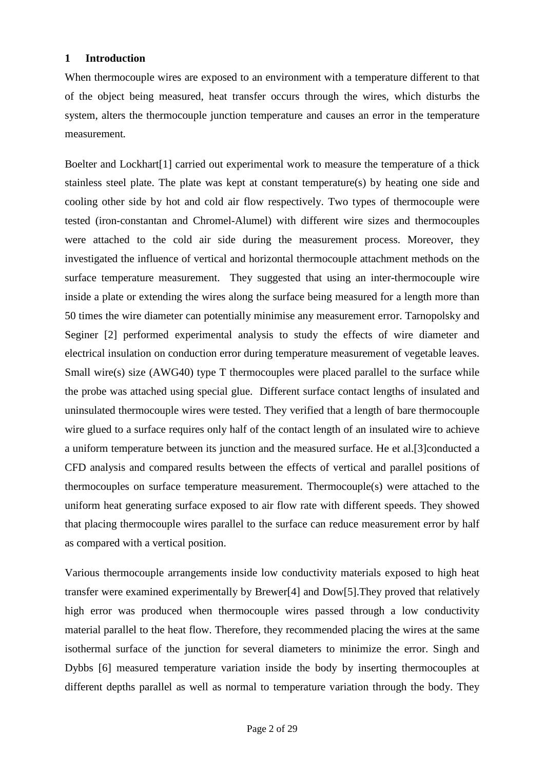## 1 Introduction

When thermocouple wires are exposed to an environment with a temperature different to that of the object being measured, heat transfer occurs through the wires, which disturbs the system, alters the thermocouple junction temperature and causes an error in the temperature measurement.

Boelter and Lockhart[1] carried out experimental work to measure the temperature of a thick stainless steel plate. The plate was kept at constant temperature(s) by heating one side and cooling other side by hot and cold air flow respectively. Two types of thermocouple were tested (iron-constantan and Chromel-Alumel) with different wire sizes and thermocouples were attached to the cold air side during the measurement process. Moreover, they investigated the influence of vertical and horizontal thermocouple attachment methods on the surface temperature measurement. They suggested that using an inter-thermocouple wire inside a plate or extending the wires along the surface being measured for a length more than 50 times the wire diameter can potentially minimise any measurement error. Tarnopolsky and Seginer [2] performed experimental analysis to study the effects of wire diameter and electrical insulation on conduction error during temperature measurement of vegetable leaves. Small wire(s) size (AWG40) type T thermocouples were placed parallel to the surface while the probe was attached using special glue. Different surface contact lengths of insulated and uninsulated thermocouple wires were tested. They verified that a length of bare thermocouple wire glued to a surface requires only half of the contact length of an insulated wire to achieve a uniform temperature between its junction and the measured surface. He et al.[3]conducted a CFD analysis and compared results between the effects of vertical and parallel positions of thermocouples on surface temperature measurement. Thermocouple(s) were attached to the uniform heat generating surface exposed to air flow rate with different speeds. They showed that placing thermocouple wires parallel to the surface can reduce measurement error by half as compared with a vertical position.

Various thermocouple arrangements inside low conductivity materials exposed to high heat transfer were examined experimentally by Brewer[4] and Dow[5].They proved that relatively high error was produced when thermocouple wires passed through a low conductivity material parallel to the heat flow. Therefore, they recommended placing the wires at the same isothermal surface of the junction for several diameters to minimize the error. Singh and Dybbs [6] measured temperature variation inside the body by inserting thermocouples at different depths parallel as well as normal to temperature variation through the body. They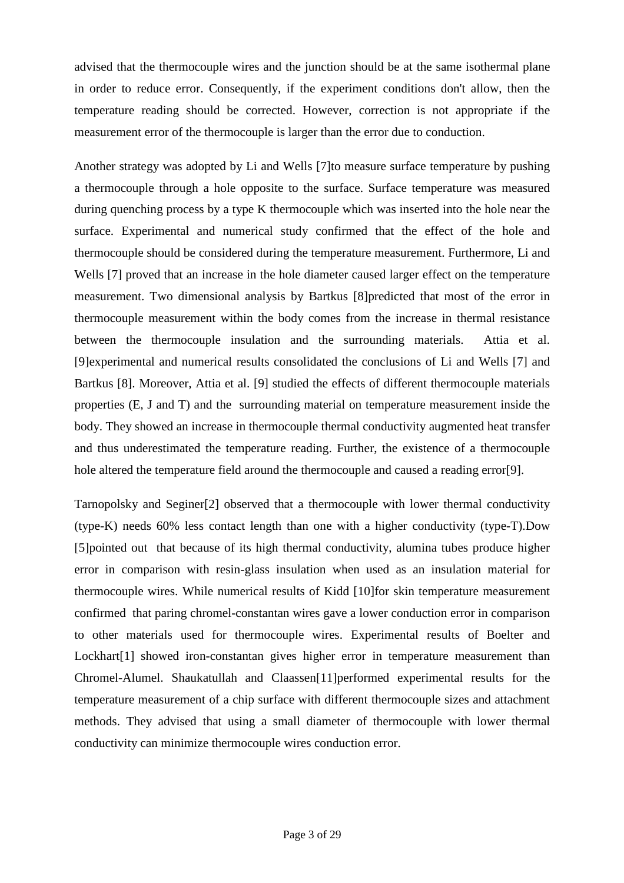advised that the thermocouple wires and the junction should be at the same isothermal plane in order to reduce error. Consequently, if the experiment conditions don't allow, then the temperature reading should be corrected. However, correction is not appropriate if the measurement error of the thermocouple is larger than the error due to conduction.

Another strategy was adopted by Li and Wells [7]to measure surface temperature by pushing a thermocouple through a hole opposite to the surface. Surface temperature was measured during quenching process by a type K thermocouple which was inserted into the hole near the surface. Experimental and numerical study confirmed that the effect of the hole and thermocouple should be considered during the temperature measurement. Furthermore, Li and Wells [7] proved that an increase in the hole diameter caused larger effect on the temperature measurement. Two dimensional analysis by Bartkus [8]predicted that most of the error in thermocouple measurement within the body comes from the increase in thermal resistance between the thermocouple insulation and the surrounding materials. Attia et al. [9]experimental and numerical results consolidated the conclusions of Li and Wells [7] and Bartkus [8]. Moreover, Attia et al. [9] studied the effects of different thermocouple materials properties (E, J and T) and the surrounding material on temperature measurement inside the body. They showed an increase in thermocouple thermal conductivity augmented heat transfer and thus underestimated the temperature reading. Further, the existence of a thermocouple hole altered the temperature field around the thermocouple and caused a reading error[9].

Tarnopolsky and Seginer[2] observed that a thermocouple with lower thermal conductivity (type-K) needs 60% less contact length than one with a higher conductivity (type-T).Dow [5]pointed out that because of its high thermal conductivity, alumina tubes produce higher error in comparison with resin-glass insulation when used as an insulation material for thermocouple wires. While numerical results of Kidd [10]for skin temperature measurement confirmed that paring chromel-constantan wires gave a lower conduction error in comparison to other materials used for thermocouple wires. Experimental results of Boelter and Lockhart[1] showed iron-constantan gives higher error in temperature measurement than Chromel-Alumel. Shaukatullah and Claassen[11]performed experimental results for the temperature measurement of a chip surface with different thermocouple sizes and attachment methods. They advised that using a small diameter of thermocouple with lower thermal conductivity can minimize thermocouple wires conduction error.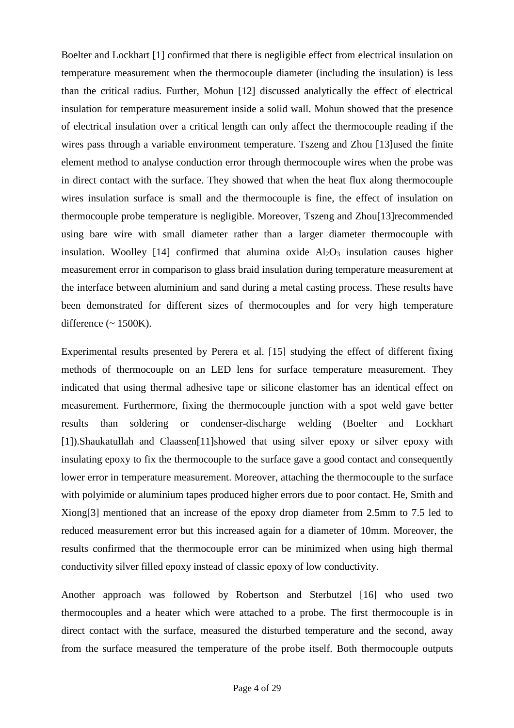Boelter and Lockhart [1] confirmed that there is negligible effect from electrical insulation on temperature measurement when the thermocouple diameter (including the insulation) is less than the critical radius. Further, Mohun [12] discussed analytically the effect of electrical insulation for temperature measurement inside a solid wall. Mohun showed that the presence of electrical insulation over a critical length can only affect the thermocouple reading if the wires pass through a variable environment temperature. Tszeng and Zhou [13]used the finite element method to analyse conduction error through thermocouple wires when the probe was in direct contact with the surface. They showed that when the heat flux along thermocouple wires insulation surface is small and the thermocouple is fine, the effect of insulation on thermocouple probe temperature is negligible. Moreover, Tszeng and Zhou[13]recommended using bare wire with small diameter rather than a larger diameter thermocouple with insulation. Woolley [14] confirmed that alumina oxide $Al_2O_3$ insulation causes higher measurement error in comparison to glass braid insulation during temperature measurement at the interface between aluminium and sand during a metal casting process. These results have been demonstrated for different sizes of thermocouples and for very high temperature difference (~ 1500K).

Experimental results presented by Perera et al. [15] studying the effect of different fixing methods of thermocouple on an LED lens for surface temperature measurement. They indicated that using thermal adhesive tape or silicone elastomer has an identical effect on measurement. Furthermore, fixing the thermocouple junction with a spot weld gave better results than soldering or condenser-discharge welding (Boelter and Lockhart [1]).Shaukatullah and Claassen[11]showed that using silver epoxy or silver epoxy with insulating epoxy to fix the thermocouple to the surface gave a good contact and consequently lower error in temperature measurement. Moreover, attaching the thermocouple to the surface with polyimide or aluminium tapes produced higher errors due to poor contact. He, Smith and Xiong[3] mentioned that an increase of the epoxy drop diameter from 2.5mm to 7.5 led to reduced measurement error but this increased again for a diameter of 10mm. Moreover, the results confirmed that the thermocouple error can be minimized when using high thermal conductivity silver filled epoxy instead of classic epoxy of low conductivity.

Another approach was followed by Robertson and Sterbutzel [16] who used two thermocouples and a heater which were attached to a probe. The first thermocouple is in direct contact with the surface, measured the disturbed temperature and the second, away from the surface measured the temperature of the probe itself. Both thermocouple outputs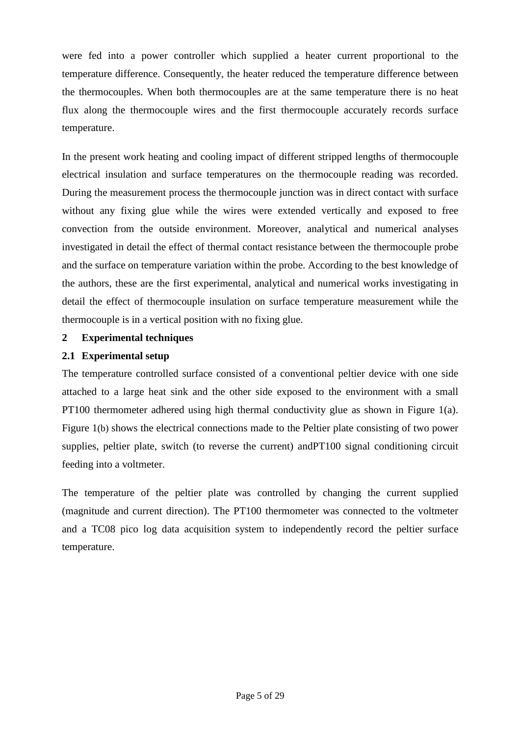were fed into a power controller which supplied a heater current proportional to the temperature difference. Consequently, the heater reduced the temperature difference between the thermocouples. When both thermocouples are at the same temperature there is no heat flux along the thermocouple wires and the first thermocouple accurately records surface temperature.

In the present work heating and cooling impact of different stripped lengths of thermocouple electrical insulation and surface temperatures on the thermocouple reading was recorded. During the measurement process the thermocouple junction was in direct contact with surface without any fixing glue while the wires were extended vertically and exposed to free convection from the outside environment. Moreover, analytical and numerical analyses investigated in detail the effect of thermal contact resistance between the thermocouple probe and the surface on temperature variation within the probe. According to the best knowledge of the authors, these are the first experimental, analytical and numerical works investigating in detail the effect of thermocouple insulation on surface temperature measurement while the thermocouple is in a vertical position with no fixing glue.

## 2 Experimental techniques

### 2.1 Experimental setup

The temperature controlled surface consisted of a conventional peltier device with one side attached to a large heat sink and the other side exposed to the environment with a small PT100 thermometer adhered using high thermal conductivity glue as shown in Figure 1(a). Figure 1(b) shows the electrical connections made to the Peltier plate consisting of two power supplies, peltier plate, switch (to reverse the current) andPT100 signal conditioning circuit feeding into a voltmeter.

The temperature of the peltier plate was controlled by changing the current supplied (magnitude and current direction). The PT100 thermometer was connected to the voltmeter and a TC08 pico log data acquisition system to independently record the peltier surface temperature.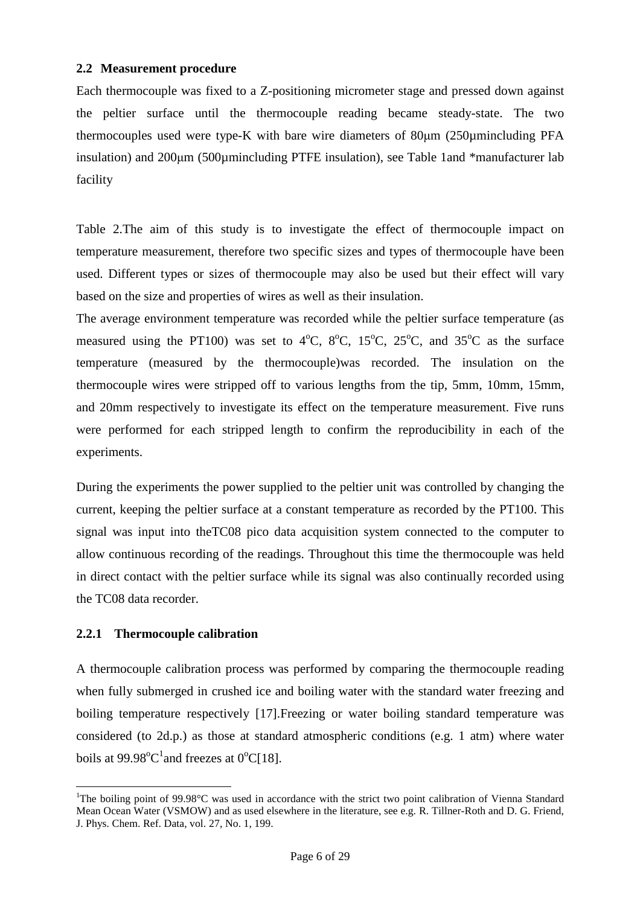### 2.2 Measurement procedure

Each thermocouple was fixed to a Z-positioning micrometer stage and pressed down against the peltier surface until the thermocouple reading became steady-state. The two thermocouples used were type-K with bare wire diameters of 80μm (250μmincluding PFA insulation) and 200μm (500μmincluding PTFE insulation), see Table 1and *manufacturer lab facility

Table 2.The aim of this study is to investigate the effect of thermocouple impact on temperature measurement, therefore two specific sizes and types of thermocouple have been used. Different types or sizes of thermocouple may also be used but their effect will vary based on the size and properties of wires as well as their insulation.

The average environment temperature was recorded while the peltier surface temperature (as measured using the PT100) was set to 4$^{o}$C, 8$^{o}$C, 15$^{o}$C, 25$^{o}$C, and 35$^{o}$C as the surface temperature (measured by the thermocouple)was recorded. The insulation on the thermocouple wires were stripped off to various lengths from the tip, 5mm, 10mm, 15mm, and 20mm respectively to investigate its effect on the temperature measurement. Five runs were performed for each stripped length to confirm the reproducibility in each of the experiments.

During the experiments the power supplied to the peltier unit was controlled by changing the current, keeping the peltier surface at a constant temperature as recorded by the PT100. This signal was input into theTC08 pico data acquisition system connected to the computer to allow continuous recording of the readings. Throughout this time the thermocouple was held in direct contact with the peltier surface while its signal was also continually recorded using the TC08 data recorder.

#### 2.2.1 Thermocouple calibration

A thermocouple calibration process was performed by comparing the thermocouple reading when fully submerged in crushed ice and boiling water with the standard water freezing and boiling temperature respectively [17].Freezing or water boiling standard temperature was considered (to 2d.p.) as those at standard atmospheric conditions (e.g. 1 atm) where water boils at 99.98$^{o}$C[1]and freezes at 0$^{o}$C[18].

---

[1]The boiling point of 99.98°C was used in accordance with the strict two point calibration of Vienna Standard Mean Ocean Water (VSMOW) and as used elsewhere in the literature, see e.g. R. Tillner-Roth and D. G. Friend, J. Phys. Chem. Ref. Data, vol. 27, No. 1, 199.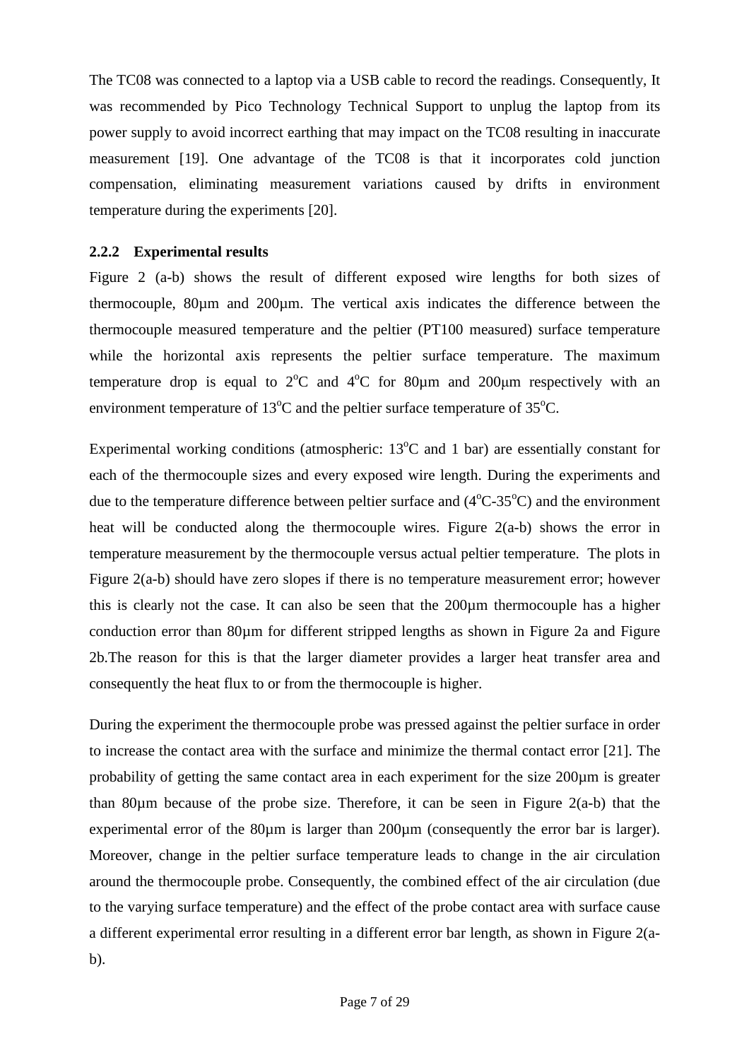The TC08 was connected to a laptop via a USB cable to record the readings. Consequently, It was recommended by Pico Technology Technical Support to unplug the laptop from its power supply to avoid incorrect earthing that may impact on the TC08 resulting in inaccurate measurement [19]. One advantage of the TC08 is that it incorporates cold junction compensation, eliminating measurement variations caused by drifts in environment temperature during the experiments [20].

### 2.2.2 Experimental results

Figure 2 (a-b) shows the result of different exposed wire lengths for both sizes of thermocouple, 80µm and 200µm. The vertical axis indicates the difference between the thermocouple measured temperature and the peltier (PT100 measured) surface temperature while the horizontal axis represents the peltier surface temperature. The maximum temperature drop is equal to 2°C and 4°C for 80µm and 200µm respectively with an environment temperature of 13°C and the peltier surface temperature of 35°C.

Experimental working conditions (atmospheric: 13°C and 1 bar) are essentially constant for each of the thermocouple sizes and every exposed wire length. During the experiments and due to the temperature difference between peltier surface and (4°C-35°C) and the environment heat will be conducted along the thermocouple wires. Figure 2(a-b) shows the error in temperature measurement by the thermocouple versus actual peltier temperature. The plots in Figure 2(a-b) should have zero slopes if there is no temperature measurement error; however this is clearly not the case. It can also be seen that the 200µm thermocouple has a higher conduction error than 80µm for different stripped lengths as shown in Figure 2a and Figure 2b.The reason for this is that the larger diameter provides a larger heat transfer area and consequently the heat flux to or from the thermocouple is higher.

During the experiment the thermocouple probe was pressed against the peltier surface in order to increase the contact area with the surface and minimize the thermal contact error [21]. The probability of getting the same contact area in each experiment for the size 200µm is greater than 80µm because of the probe size. Therefore, it can be seen in Figure 2(a-b) that the experimental error of the 80µm is larger than 200µm (consequently the error bar is larger). Moreover, change in the peltier surface temperature leads to change in the air circulation around the thermocouple probe. Consequently, the combined effect of the air circulation (due to the varying surface temperature) and the effect of the probe contact area with surface cause a different experimental error resulting in a different error bar length, as shown in Figure 2(a-b).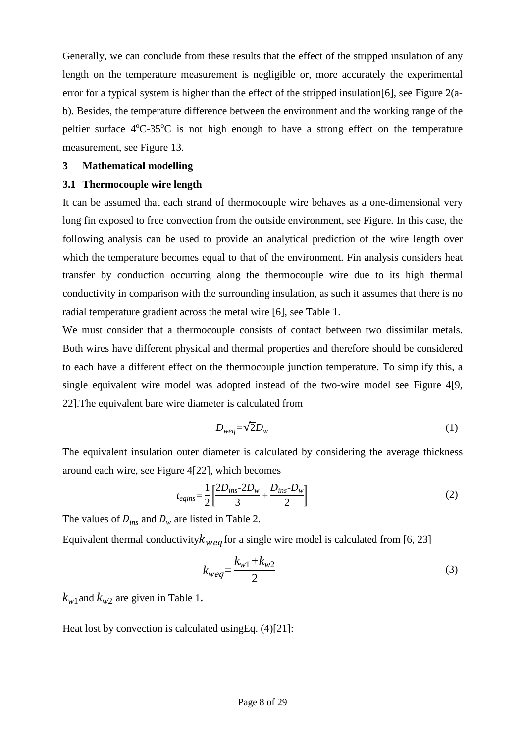Generally, we can conclude from these results that the effect of the stripped insulation of any length on the temperature measurement is negligible or, more accurately the experimental error for a typical system is higher than the effect of the stripped insulation[6], see Figure 2(a-b). Besides, the temperature difference between the environment and the working range of the peltier surface $4^{o}C$-$35^{o}C$ is not high enough to have a strong effect on the temperature measurement, see Figure 13.

## 3 Mathematical modelling

### 3.1 Thermocouple wire length

It can be assumed that each strand of thermocouple wire behaves as a one-dimensional very long fin exposed to free convection from the outside environment, see Figure. In this case, the following analysis can be used to provide an analytical prediction of the wire length over which the temperature becomes equal to that of the environment. Fin analysis considers heat transfer by conduction occurring along the thermocouple wire due to its high thermal conductivity in comparison with the surrounding insulation, as such it assumes that there is no radial temperature gradient across the metal wire [6], see Table 1.

We must consider that a thermocouple consists of contact between two dissimilar metals. Both wires have different physical and thermal properties and therefore should be considered to each have a different effect on the thermocouple junction temperature. To simplify this, a single equivalent wire model was adopted instead of the two-wire model see Figure 4[9, 22].The equivalent bare wire diameter is calculated from

$$D_{weq}=\sqrt{2}D_w \tag{1}$$

The equivalent insulation outer diameter is calculated by considering the average thickness around each wire, see Figure 4[22], which becomes

$$t_{eqins}=\frac{1}{2}\left[\frac{2D_{ins}\text{-}2D_w}{3}+\frac{D_{ins}\text{-}D_w}{2}\right] \tag{2}$$

The values of $D_{ins}$ and $D_w$ are listed in Table 2.

Equivalent thermal conductivity $k_{weq}$ for a single wire model is calculated from [6, 23]

$$k_{weq}=\frac{k_{w1}+k_{w2}}{2} \tag{3}$$

$k_{w1}$ and $k_{w2}$ are given in Table 1**.**

Heat lost by convection is calculated usingEq. (4)[21]: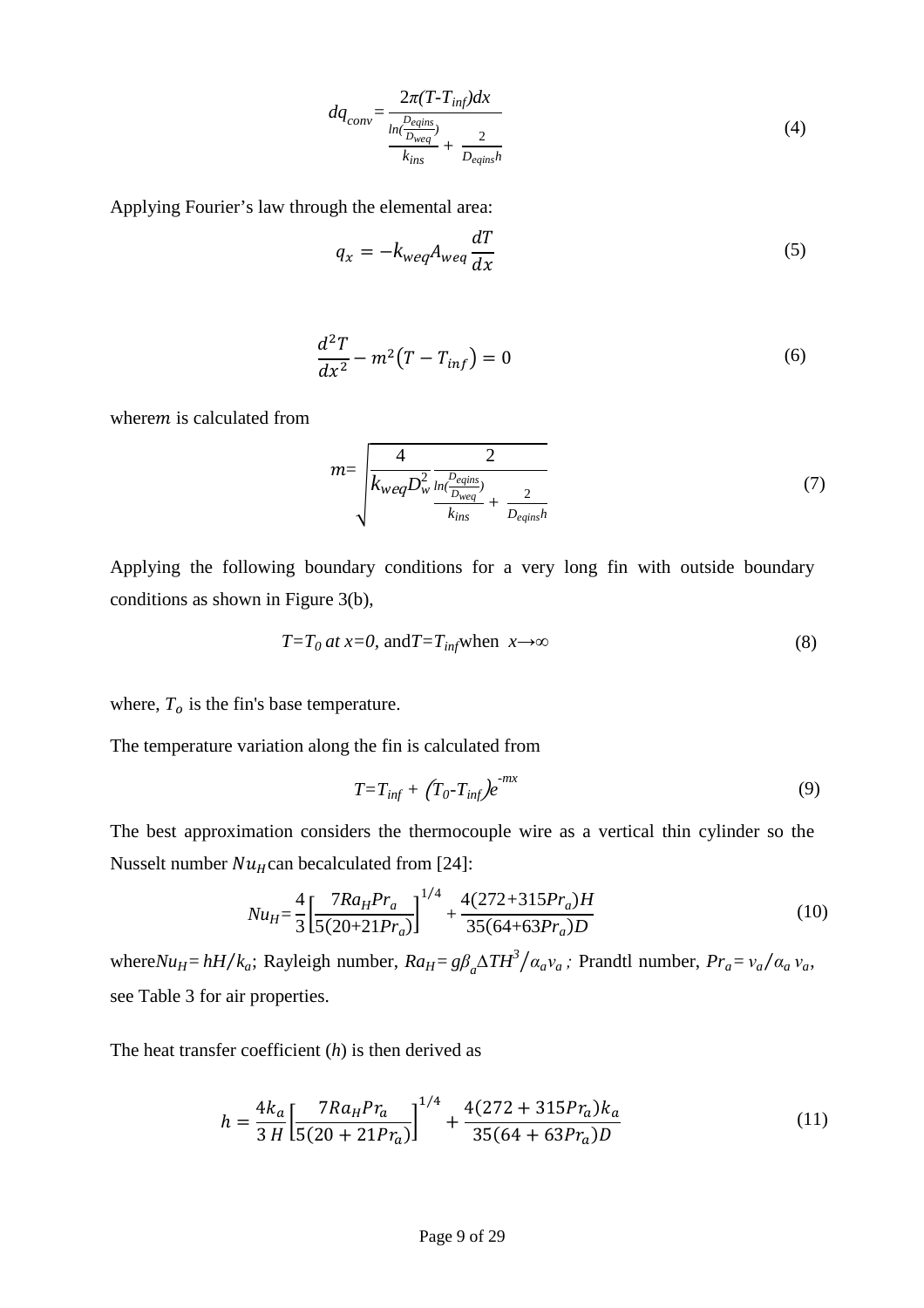$$dq_{conv} = \frac{2\pi(T\text{-}T_{inf})dx}{\frac{ln(\frac{D_{eqins}}{D_{weq}})}{k_{ins}} + \frac{2}{D_{eqins}h}} \tag{4}$$

Applying Fourier's law through the elemental area:

$$q_x = -k_{weq}A_{weq}\frac{dT}{dx} \tag{5}$$

$$\frac{d^2T}{dx^2} - m^2(T - T_{inf}) = 0 \tag{6}$$

where$m$ is calculated from

$$m = \sqrt{\frac{4}{k_{weq}D_w^2}\frac{2}{\frac{ln(\frac{D_{eqins}}{D_{weq}})}{k_{ins}} + \frac{2}{D_{eqins}h}}} \tag{7}$$

Applying the following boundary conditions for a very long fin with outside boundary conditions as shown in Figure 3(b),

$$T=T_0 \; at \; x=0, \text{ and} T=T_{inf} \text{when } \; x\rightarrow\infty \tag{8}$$

where, $T_o$ is the fin's base temperature.

The temperature variation along the fin is calculated from

$$T=T_{inf} + (T_0\text{-}T_{inf})e^{-mx} \tag{9}$$

The best approximation considers the thermocouple wire as a vertical thin cylinder so the Nusselt number $Nu_H$can becalculated from [24]:

$$Nu_H = \frac{4}{3}\left[\frac{7Ra_H Pr_a}{5(20+21Pr_a)}\right]^{1/4} + \frac{4(272+315Pr_a)H}{35(64+63Pr_a)D} \tag{10}$$

where$Nu_H = hH/k_a$; Rayleigh number, $Ra_H = g\beta_a \Delta TH^3/\alpha_a v_a$ ; Prandtl number, $Pr_a = v_a/\alpha_a \, v_a$, see Table 3 for air properties.

The heat transfer coefficient ($h$) is then derived as

$$h = \frac{4k_a}{3\,H}\left[\frac{7Ra_H Pr_a}{5(20+21Pr_a)}\right]^{1/4} + \frac{4(272+315Pr_a)k_a}{35(64+63Pr_a)D} \tag{11}$$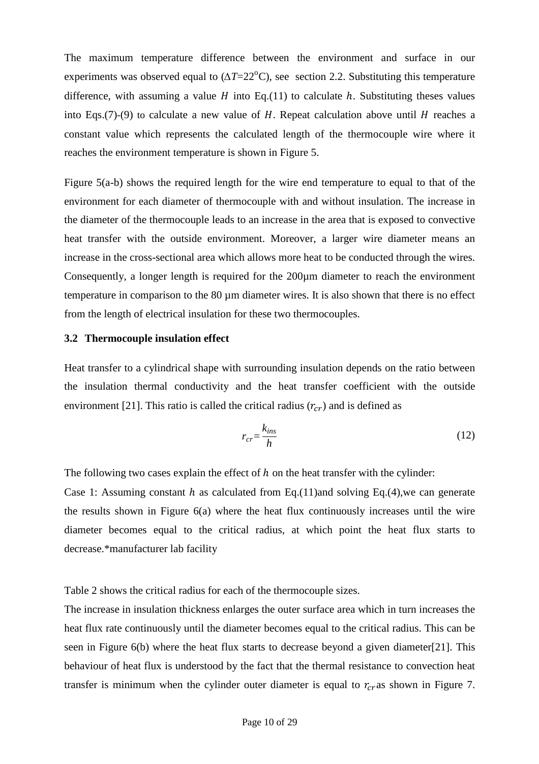The maximum temperature difference between the environment and surface in our experiments was observed equal to ($\Delta T$=22$^{o}$C), see section 2.2. Substituting this temperature difference, with assuming a value $H$ into Eq.(11) to calculate $h$. Substituting theses values into Eqs.(7)-(9) to calculate a new value of $H$. Repeat calculation above until $H$ reaches a constant value which represents the calculated length of the thermocouple wire where it reaches the environment temperature is shown in Figure 5.

Figure 5(a-b) shows the required length for the wire end temperature to equal to that of the environment for each diameter of thermocouple with and without insulation. The increase in the diameter of the thermocouple leads to an increase in the area that is exposed to convective heat transfer with the outside environment. Moreover, a larger wire diameter means an increase in the cross-sectional area which allows more heat to be conducted through the wires. Consequently, a longer length is required for the 200μm diameter to reach the environment temperature in comparison to the 80 μm diameter wires. It is also shown that there is no effect from the length of electrical insulation for these two thermocouples.

### 3.2 Thermocouple insulation effect

Heat transfer to a cylindrical shape with surrounding insulation depends on the ratio between the insulation thermal conductivity and the heat transfer coefficient with the outside environment [21]. This ratio is called the critical radius ($r_{cr}$) and is defined as

$$r_{cr}=\frac{k_{ins}}{h} \tag{12}$$

The following two cases explain the effect of $h$ on the heat transfer with the cylinder:

Case 1: Assuming constant $h$ as calculated from Eq.(11)and solving Eq.(4),we can generate the results shown in Figure 6(a) where the heat flux continuously increases until the wire diameter becomes equal to the critical radius, at which point the heat flux starts to decrease.*manufacturer lab facility

Table 2 shows the critical radius for each of the thermocouple sizes.

The increase in insulation thickness enlarges the outer surface area which in turn increases the heat flux rate continuously until the diameter becomes equal to the critical radius. This can be seen in Figure 6(b) where the heat flux starts to decrease beyond a given diameter[21]. This behaviour of heat flux is understood by the fact that the thermal resistance to convection heat transfer is minimum when the cylinder outer diameter is equal to $r_{cr}$ as shown in Figure 7.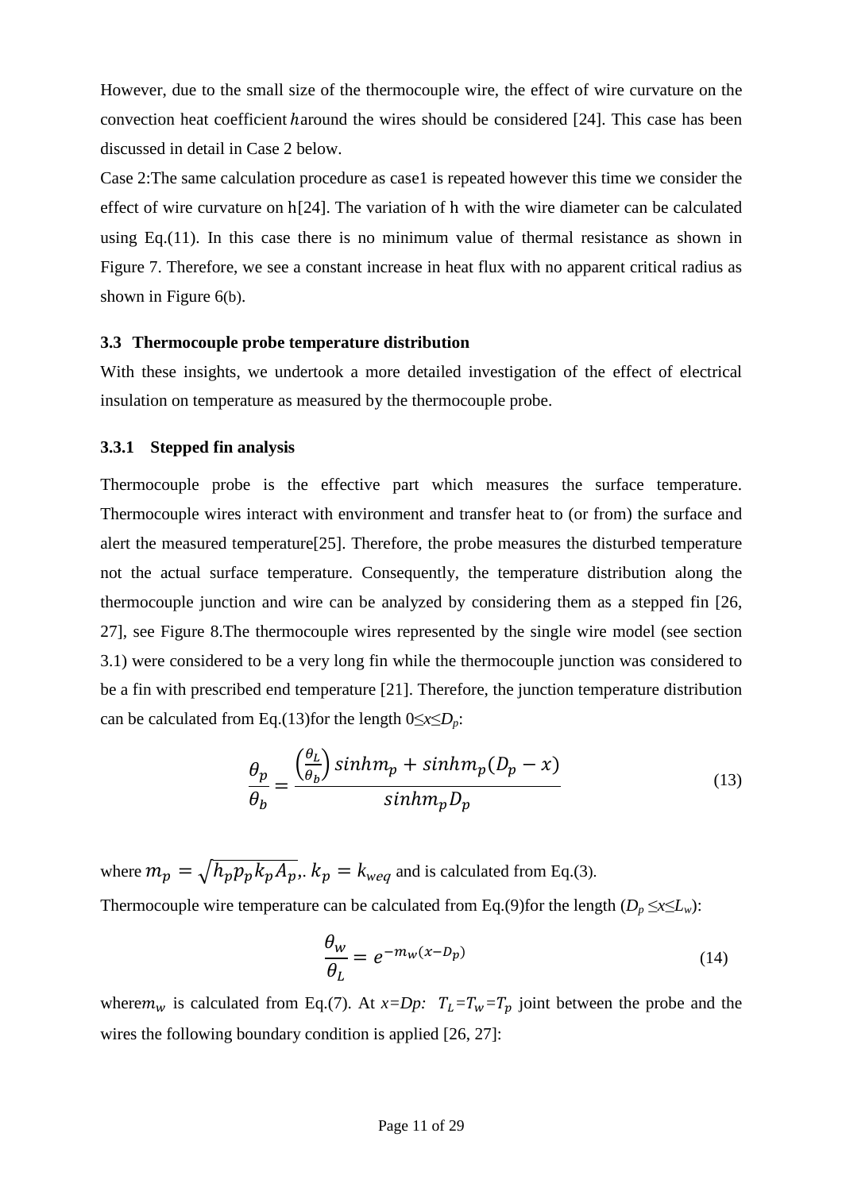However, due to the small size of the thermocouple wire, the effect of wire curvature on the convection heat coefficient $h$around the wires should be considered [24]. This case has been discussed in detail in Case 2 below.

Case 2:The same calculation procedure as case1 is repeated however this time we consider the effect of wire curvature on h[24]. The variation of h with the wire diameter can be calculated using Eq.(11). In this case there is no minimum value of thermal resistance as shown in Figure 7. Therefore, we see a constant increase in heat flux with no apparent critical radius as shown in Figure 6(b).

### 3.3 Thermocouple probe temperature distribution

With these insights, we undertook a more detailed investigation of the effect of electrical insulation on temperature as measured by the thermocouple probe.

#### 3.3.1 Stepped fin analysis

Thermocouple probe is the effective part which measures the surface temperature. Thermocouple wires interact with environment and transfer heat to (or from) the surface and alert the measured temperature[25]. Therefore, the probe measures the disturbed temperature not the actual surface temperature. Consequently, the temperature distribution along the thermocouple junction and wire can be analyzed by considering them as a stepped fin [26, 27], see Figure 8.The thermocouple wires represented by the single wire model (see section 3.1) were considered to be a very long fin while the thermocouple junction was considered to be a fin with prescribed end temperature [21]. Therefore, the junction temperature distribution can be calculated from Eq.(13)for the length $0 \leq x \leq D_p$:

$$\frac{\theta_p}{\theta_b} = \frac{\left(\frac{\theta_L}{\theta_b}\right) sinhm_p + sinhm_p(D_p - x)}{sinhm_p D_p} \tag{13}$$

where $m_p = \sqrt{h_p p_p k_p A_p}$,. $k_p = k_{weq}$ and is calculated from Eq.(3).

Thermocouple wire temperature can be calculated from Eq.(9)for the length ($D_p \leq x \leq L_w$):

$$\frac{\theta_w}{\theta_L} = e^{-m_w(x-D_p)} \tag{14}$$

where$m_w$ is calculated from Eq.(7). At $x=Dp$: $T_L=T_w=T_p$ joint between the probe and the wires the following boundary condition is applied [26, 27]: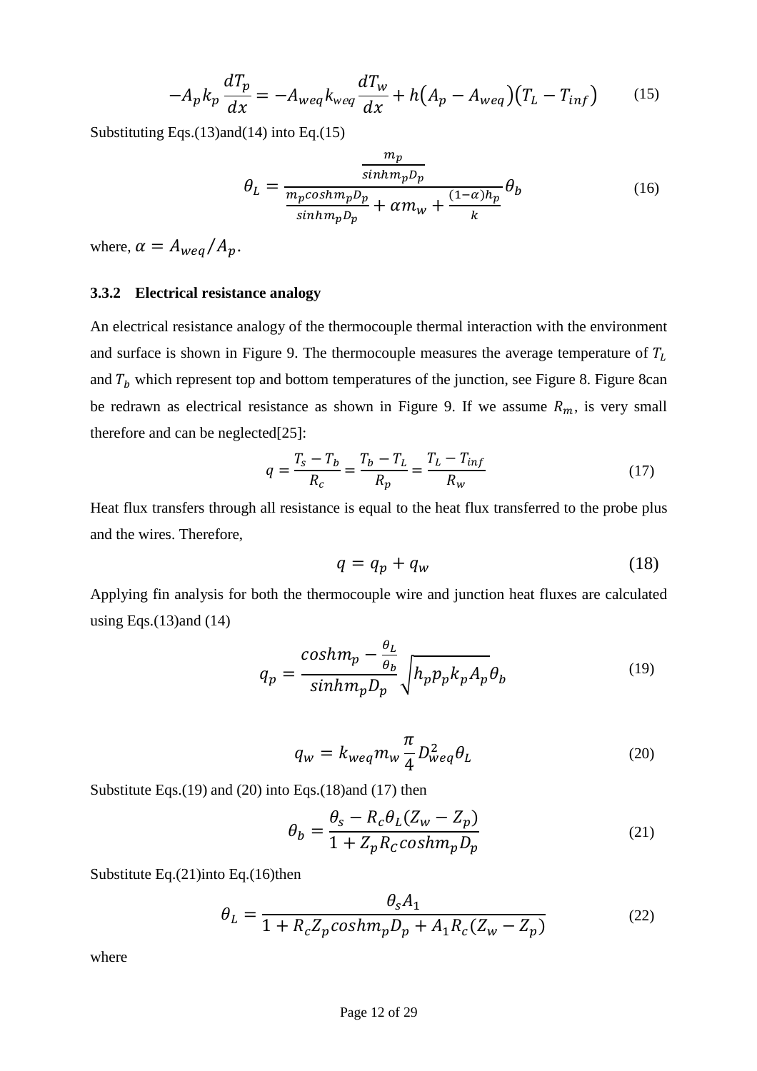$$-A_p k_p \frac{dT_p}{dx} = -A_{weq} k_{weq} \frac{dT_w}{dx} + h\left(A_p - A_{weq}\right)\left(T_L - T_{inf}\right) \qquad (15)$$

Substituting Eqs.(13)and(14) into Eq.(15)

$$\theta_L = \frac{\frac{m_p}{sinhm_p D_p}}{\frac{m_p coshm_p D_p}{sinhm_p D_p} + \alpha m_w + \frac{(1-\alpha)h_p}{k}} \theta_b \qquad (16)$$

where, $\alpha = A_{weq}/A_p$.

### 3.3.2 Electrical resistance analogy

An electrical resistance analogy of the thermocouple thermal interaction with the environment and surface is shown in Figure 9. The thermocouple measures the average temperature of $T_L$ and $T_b$ which represent top and bottom temperatures of the junction, see Figure 8. Figure 8can be redrawn as electrical resistance as shown in Figure 9. If we assume $R_m$, is very small therefore and can be neglected[25]:

$$q = \frac{T_s - T_b}{R_c} = \frac{T_b - T_L}{R_p} = \frac{T_L - T_{inf}}{R_w} \qquad (17)$$

Heat flux transfers through all resistance is equal to the heat flux transferred to the probe plus and the wires. Therefore,

$$q = q_p + q_w \qquad (18)$$

Applying fin analysis for both the thermocouple wire and junction heat fluxes are calculated using Eqs.(13)and (14)

$$q_p = \frac{coshm_p - \frac{\theta_L}{\theta_b}}{sinhm_p D_p} \sqrt{h_p p_p k_p A_p} \theta_b \qquad (19)$$

$$q_w = k_{weq} m_w \frac{\pi}{4} D_{weq}^2 \theta_L \qquad (20)$$

Substitute Eqs.(19) and (20) into Eqs.(18)and (17) then

$$\theta_b = \frac{\theta_s - R_c \theta_L (Z_w - Z_p)}{1 + Z_p R_C coshm_p D_p} \qquad (21)$$

Substitute Eq.(21)into Eq.(16)then

$$\theta_L = \frac{\theta_s A_1}{1 + R_c Z_p coshm_p D_p + A_1 R_c (Z_w - Z_p)} \qquad (22)$$

where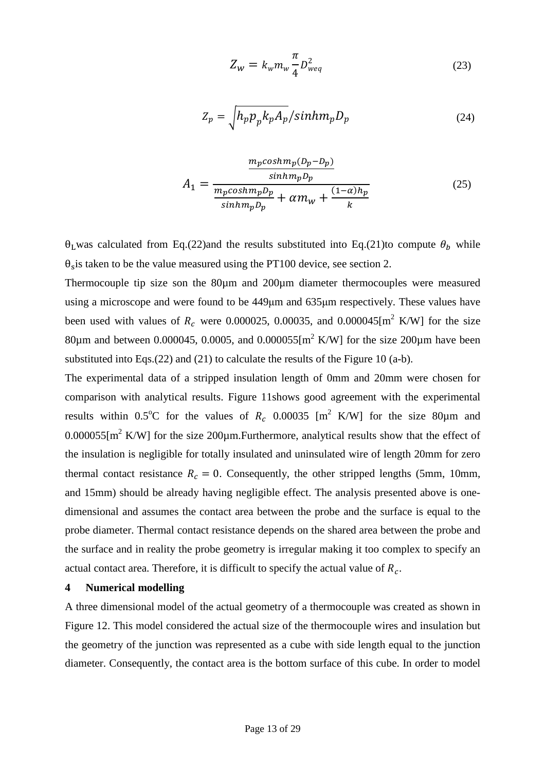$$Z_w = k_w m_w \frac{\pi}{4} D_{weq}^2 \tag{23}$$

$$Z_p = \sqrt{h_p p_p k_p A_p} / sinh m_p D_p \tag{24}$$

$$A_1 = \frac{\frac{m_p cosh m_p (D_p - D_p)}{sinh m_p D_p}}{\frac{m_p cosh m_p D_p}{sinh m_p D_p} + \alpha m_w + \frac{(1-\alpha) h_p}{k}} \tag{25}$$

$\theta_L$ was calculated from Eq.(22)and the results substituted into Eq.(21)to compute $\theta_b$ while $\theta_s$ is taken to be the value measured using the PT100 device, see section 2.

Thermocouple tip size son the 80μm and 200μm diameter thermocouples were measured using a microscope and were found to be 449μm and 635μm respectively. These values have been used with values of $R_c$ were 0.000025, 0.00035, and 0.000045[$m^2$ K/W] for the size 80μm and between 0.000045, 0.0005, and 0.000055[$m^2$ K/W] for the size 200μm have been substituted into Eqs.(22) and (21) to calculate the results of the Figure 10 (a-b).

The experimental data of a stripped insulation length of 0mm and 20mm were chosen for comparison with analytical results. Figure 11shows good agreement with the experimental results within 0.5°C for the values of $R_c$ 0.00035 [$m^2$ K/W] for the size 80μm and 0.000055[$m^2$ K/W] for the size 200μm.Furthermore, analytical results show that the effect of the insulation is negligible for totally insulated and uninsulated wire of length 20mm for zero thermal contact resistance $R_c = 0$. Consequently, the other stripped lengths (5mm, 10mm, and 15mm) should be already having negligible effect. The analysis presented above is one-dimensional and assumes the contact area between the probe and the surface is equal to the probe diameter. Thermal contact resistance depends on the shared area between the probe and the surface and in reality the probe geometry is irregular making it too complex to specify an actual contact area. Therefore, it is difficult to specify the actual value of $R_c$.

## 4 Numerical modelling

A three dimensional model of the actual geometry of a thermocouple was created as shown in Figure 12. This model considered the actual size of the thermocouple wires and insulation but the geometry of the junction was represented as a cube with side length equal to the junction diameter. Consequently, the contact area is the bottom surface of this cube. In order to model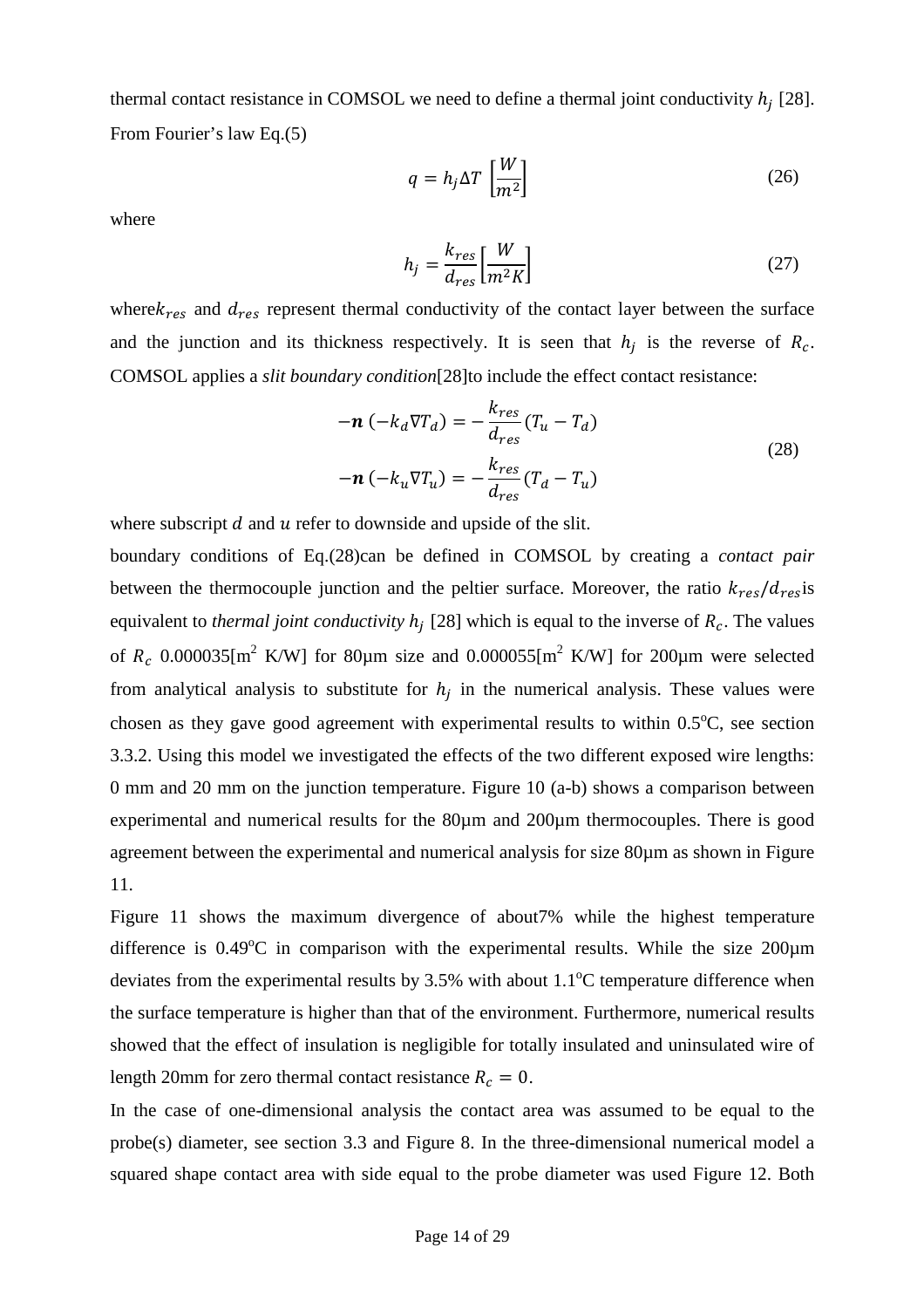thermal contact resistance in COMSOL we need to define a thermal joint conductivity $h_j$ [28]. From Fourier's law Eq.(5)

$$q = h_j \Delta T \left[\frac{W}{m^2}\right] \tag{26}$$

where

$$h_j = \frac{k_{res}}{d_{res}} \left[\frac{W}{m^2 K}\right] \tag{27}$$

where $k_{res}$ and $d_{res}$ represent thermal conductivity of the contact layer between the surface and the junction and its thickness respectively. It is seen that $h_j$ is the reverse of $R_c$. COMSOL applies a *slit boundary condition*[28]to include the effect contact resistance:

$$\begin{aligned} -\boldsymbol{n}\,(-k_d \nabla T_d) &= -\frac{k_{res}}{d_{res}}(T_u - T_d) \\ -\boldsymbol{n}\,(-k_u \nabla T_u) &= -\frac{k_{res}}{d_{res}}(T_d - T_u) \end{aligned} \tag{28}$$

where subscript $d$ and $u$ refer to downside and upside of the slit.

boundary conditions of Eq.(28)can be defined in COMSOL by creating a *contact pair* between the thermocouple junction and the peltier surface. Moreover, the ratio $k_{res}/d_{res}$is equivalent to *thermal joint conductivity* $h_j$ [28] which is equal to the inverse of $R_c$. The values of $R_c$ 0.000035[$m^2$ K/W] for 80µm size and 0.000055[$m^2$ K/W] for 200µm were selected from analytical analysis to substitute for $h_j$ in the numerical analysis. These values were chosen as they gave good agreement with experimental results to within 0.5°C, see section 3.3.2. Using this model we investigated the effects of the two different exposed wire lengths: 0 mm and 20 mm on the junction temperature. Figure 10 (a-b) shows a comparison between experimental and numerical results for the 80µm and 200µm thermocouples. There is good agreement between the experimental and numerical analysis for size 80µm as shown in Figure 11.

Figure 11 shows the maximum divergence of about7% while the highest temperature difference is 0.49°C in comparison with the experimental results. While the size 200µm deviates from the experimental results by 3.5% with about 1.1°C temperature difference when the surface temperature is higher than that of the environment. Furthermore, numerical results showed that the effect of insulation is negligible for totally insulated and uninsulated wire of length 20mm for zero thermal contact resistance $R_c = 0$.

In the case of one-dimensional analysis the contact area was assumed to be equal to the probe(s) diameter, see section 3.3 and Figure 8. In the three-dimensional numerical model a squared shape contact area with side equal to the probe diameter was used Figure 12. Both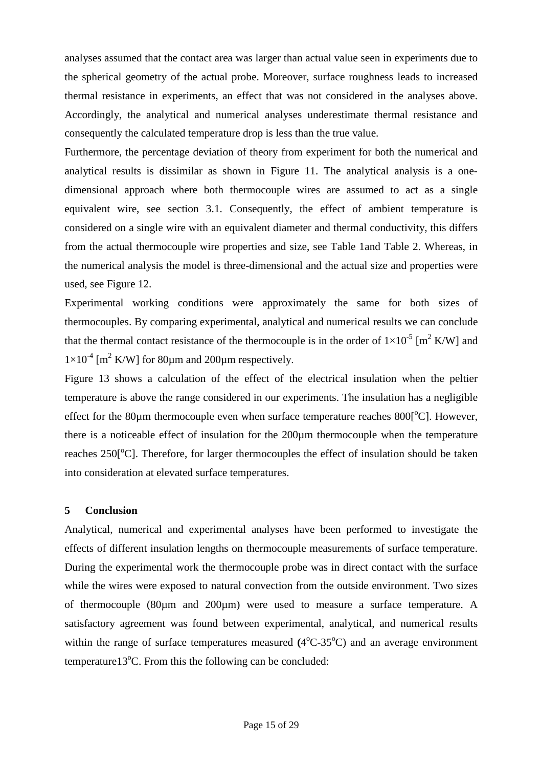analyses assumed that the contact area was larger than actual value seen in experiments due to the spherical geometry of the actual probe. Moreover, surface roughness leads to increased thermal resistance in experiments, an effect that was not considered in the analyses above. Accordingly, the analytical and numerical analyses underestimate thermal resistance and consequently the calculated temperature drop is less than the true value.

Furthermore, the percentage deviation of theory from experiment for both the numerical and analytical results is dissimilar as shown in Figure 11. The analytical analysis is a one-dimensional approach where both thermocouple wires are assumed to act as a single equivalent wire, see section 3.1. Consequently, the effect of ambient temperature is considered on a single wire with an equivalent diameter and thermal conductivity, this differs from the actual thermocouple wire properties and size, see Table 1and Table 2. Whereas, in the numerical analysis the model is three-dimensional and the actual size and properties were used, see Figure 12.

Experimental working conditions were approximately the same for both sizes of thermocouples. By comparing experimental, analytical and numerical results we can conclude that the thermal contact resistance of the thermocouple is in the order of $1\times10^{-5}$ [$m^2$ K/W] and $1\times10^{-4}$ [$m^2$ K/W] for 80µm and 200µm respectively.

Figure 13 shows a calculation of the effect of the electrical insulation when the peltier temperature is above the range considered in our experiments. The insulation has a negligible effect for the 80µm thermocouple even when surface temperature reaches 800[$^o$C]. However, there is a noticeable effect of insulation for the 200µm thermocouple when the temperature reaches 250[$^o$C]. Therefore, for larger thermocouples the effect of insulation should be taken into consideration at elevated surface temperatures.

## 5 Conclusion

Analytical, numerical and experimental analyses have been performed to investigate the effects of different insulation lengths on thermocouple measurements of surface temperature. During the experimental work the thermocouple probe was in direct contact with the surface while the wires were exposed to natural convection from the outside environment. Two sizes of thermocouple (80µm and 200µm) were used to measure a surface temperature. A satisfactory agreement was found between experimental, analytical, and numerical results within the range of surface temperatures measured **(**4$^o$C-35$^o$C) and an average environment temperature13$^o$C. From this the following can be concluded: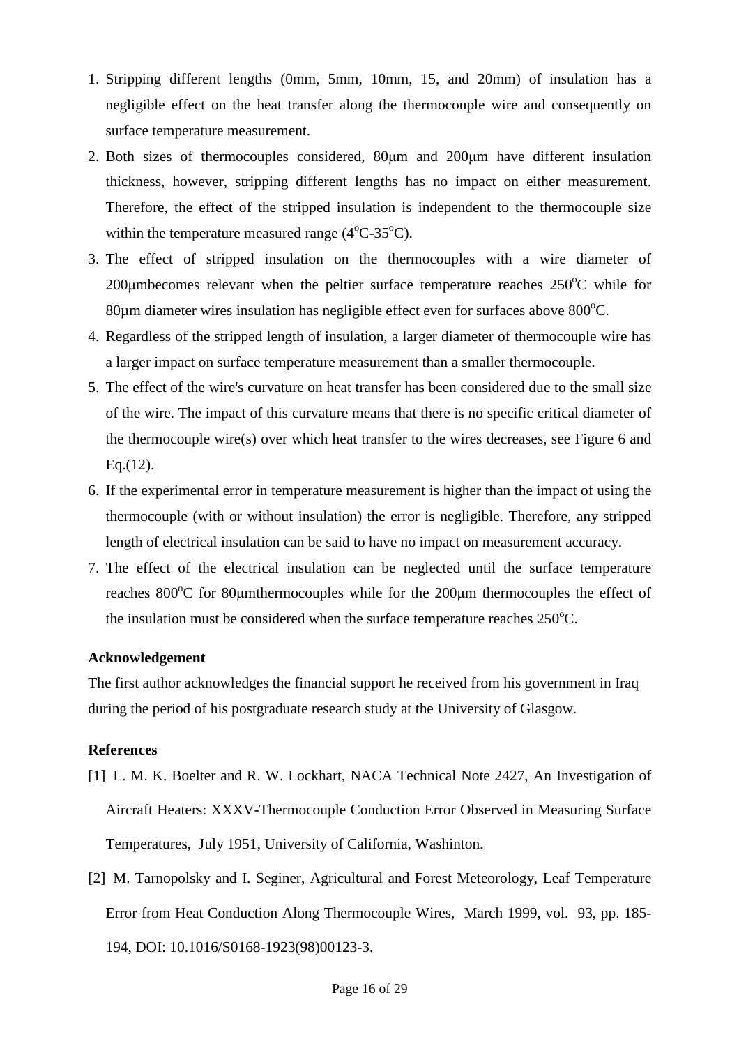1. Stripping different lengths (0mm, 5mm, 10mm, 15, and 20mm) of insulation has a negligible effect on the heat transfer along the thermocouple wire and consequently on surface temperature measurement.
2. Both sizes of thermocouples considered, 80μm and 200μm have different insulation thickness, however, stripping different lengths has no impact on either measurement. Therefore, the effect of the stripped insulation is independent to the thermocouple size within the temperature measured range ($4^oC$-$35^oC$).
3. The effect of stripped insulation on the thermocouples with a wire diameter of 200μmbecomes relevant when the peltier surface temperature reaches $250^oC$ while for 80µm diameter wires insulation has negligible effect even for surfaces above $800^oC$.
4. Regardless of the stripped length of insulation, a larger diameter of thermocouple wire has a larger impact on surface temperature measurement than a smaller thermocouple.
5. The effect of the wire's curvature on heat transfer has been considered due to the small size of the wire. The impact of this curvature means that there is no specific critical diameter of the thermocouple wire(s) over which heat transfer to the wires decreases, see Figure 6 and Eq.(12).
6. If the experimental error in temperature measurement is higher than the impact of using the thermocouple (with or without insulation) the error is negligible. Therefore, any stripped length of electrical insulation can be said to have no impact on measurement accuracy.
7. The effect of the electrical insulation can be neglected until the surface temperature reaches $800^oC$ for 80μmthermocouples while for the 200μm thermocouples the effect of the insulation must be considered when the surface temperature reaches $250^oC$.

**Acknowledgement**

The first author acknowledges the financial support he received from his government in Iraq during the period of his postgraduate research study at the University of Glasgow.

**References**

[1] L. M. K. Boelter and R. W. Lockhart, NACA Technical Note 2427, An Investigation of Aircraft Heaters: XXXV-Thermocouple Conduction Error Observed in Measuring Surface Temperatures, July 1951, University of California, Washinton.

[2] M. Tarnopolsky and I. Seginer, Agricultural and Forest Meteorology, Leaf Temperature Error from Heat Conduction Along Thermocouple Wires, March 1999, vol. 93, pp. 185-194, DOI: 10.1016/S0168-1923(98)00123-3.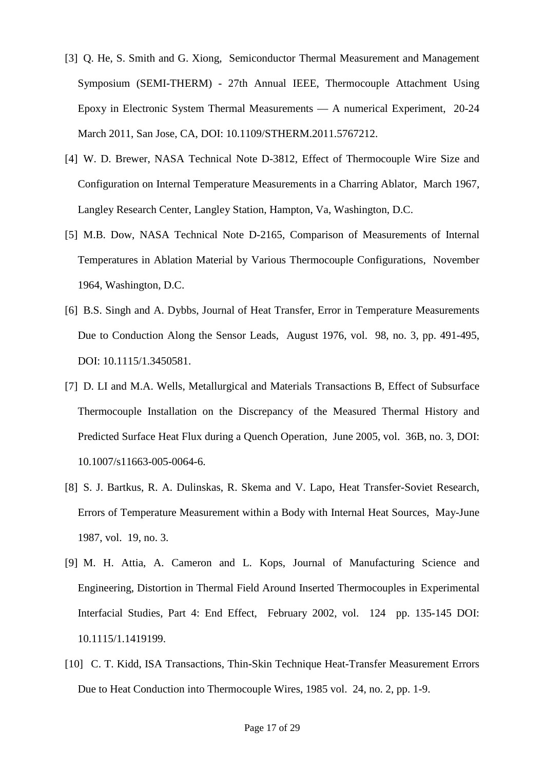[3] Q. He, S. Smith and G. Xiong, Semiconductor Thermal Measurement and Management Symposium (SEMI-THERM) - 27th Annual IEEE, Thermocouple Attachment Using Epoxy in Electronic System Thermal Measurements — A numerical Experiment, 20-24 March 2011, San Jose, CA, DOI: 10.1109/STHERM.2011.5767212.

[4] W. D. Brewer, NASA Technical Note D-3812, Effect of Thermocouple Wire Size and Configuration on Internal Temperature Measurements in a Charring Ablator, March 1967, Langley Research Center, Langley Station, Hampton, Va, Washington, D.C.

[5] M.B. Dow, NASA Technical Note D-2165, Comparison of Measurements of Internal Temperatures in Ablation Material by Various Thermocouple Configurations, November 1964, Washington, D.C.

[6] B.S. Singh and A. Dybbs, Journal of Heat Transfer, Error in Temperature Measurements Due to Conduction Along the Sensor Leads, August 1976, vol. 98, no. 3, pp. 491-495, DOI: 10.1115/1.3450581.

[7] D. LI and M.A. Wells, Metallurgical and Materials Transactions B, Effect of Subsurface Thermocouple Installation on the Discrepancy of the Measured Thermal History and Predicted Surface Heat Flux during a Quench Operation, June 2005, vol. 36B, no. 3, DOI: 10.1007/s11663-005-0064-6.

[8] S. J. Bartkus, R. A. Dulinskas, R. Skema and V. Lapo, Heat Transfer-Soviet Research, Errors of Temperature Measurement within a Body with Internal Heat Sources, May-June 1987, vol. 19, no. 3.

[9] M. H. Attia, A. Cameron and L. Kops, Journal of Manufacturing Science and Engineering, Distortion in Thermal Field Around Inserted Thermocouples in Experimental Interfacial Studies, Part 4: End Effect, February 2002, vol. 124 pp. 135-145 DOI: 10.1115/1.1419199.

[10] C. T. Kidd, ISA Transactions, Thin-Skin Technique Heat-Transfer Measurement Errors Due to Heat Conduction into Thermocouple Wires, 1985 vol. 24, no. 2, pp. 1-9.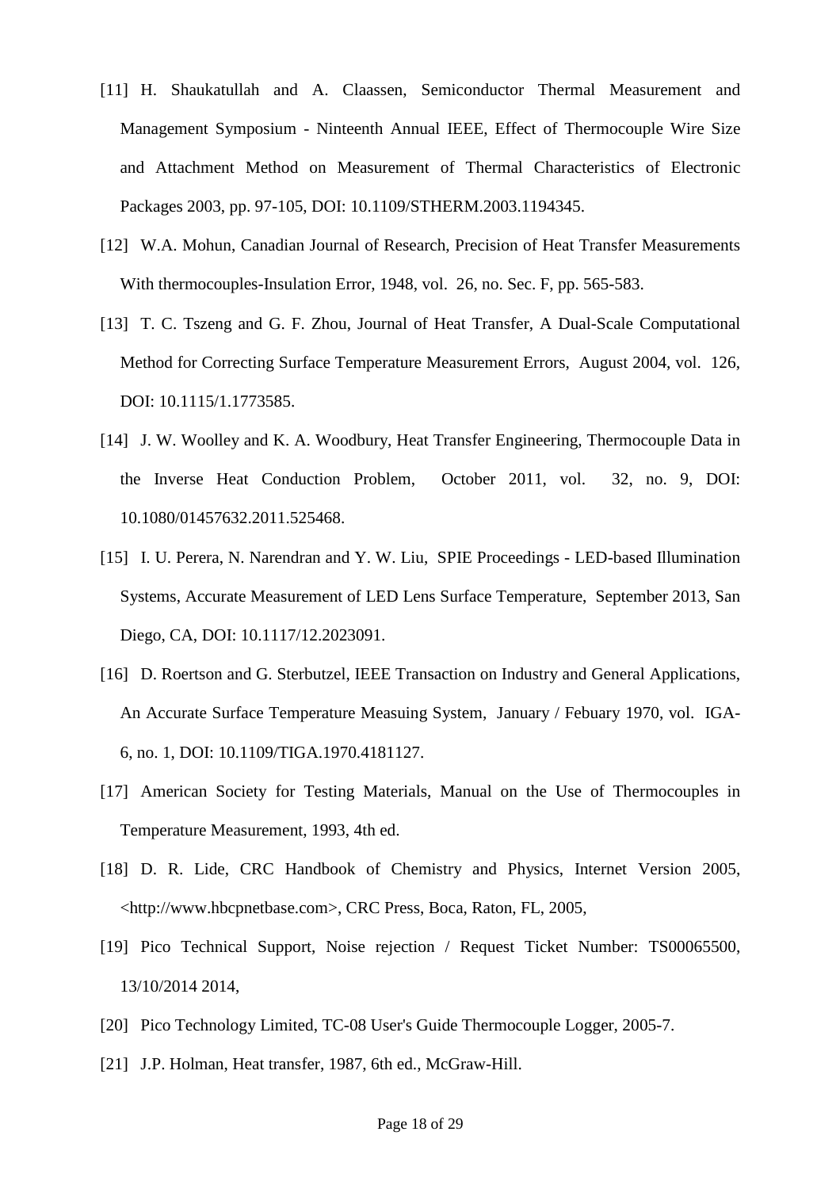[11] H. Shaukatullah and A. Claassen, Semiconductor Thermal Measurement and Management Symposium - Ninteenth Annual IEEE, Effect of Thermocouple Wire Size and Attachment Method on Measurement of Thermal Characteristics of Electronic Packages 2003, pp. 97-105, DOI: 10.1109/STHERM.2003.1194345.

[12] W.A. Mohun, Canadian Journal of Research, Precision of Heat Transfer Measurements With thermocouples-Insulation Error, 1948, vol. 26, no. Sec. F, pp. 565-583.

[13] T. C. Tszeng and G. F. Zhou, Journal of Heat Transfer, A Dual-Scale Computational Method for Correcting Surface Temperature Measurement Errors, August 2004, vol. 126, DOI: 10.1115/1.1773585.

[14] J. W. Woolley and K. A. Woodbury, Heat Transfer Engineering, Thermocouple Data in the Inverse Heat Conduction Problem, October 2011, vol. 32, no. 9, DOI: 10.1080/01457632.2011.525468.

[15] I. U. Perera, N. Narendran and Y. W. Liu, SPIE Proceedings - LED-based Illumination Systems, Accurate Measurement of LED Lens Surface Temperature, September 2013, San Diego, CA, DOI: 10.1117/12.2023091.

[16] D. Roertson and G. Sterbutzel, IEEE Transaction on Industry and General Applications, An Accurate Surface Temperature Measuing System, January / Febuary 1970, vol. IGA-6, no. 1, DOI: 10.1109/TIGA.1970.4181127.

[17] American Society for Testing Materials, Manual on the Use of Thermocouples in Temperature Measurement, 1993, 4th ed.

[18] D. R. Lide, CRC Handbook of Chemistry and Physics, Internet Version 2005, <http://www.hbcpnetbase.com>, CRC Press, Boca, Raton, FL, 2005,

[19] Pico Technical Support, Noise rejection / Request Ticket Number: TS00065500, 13/10/2014 2014,

[20] Pico Technology Limited, TC-08 User's Guide Thermocouple Logger, 2005-7.

[21] J.P. Holman, Heat transfer, 1987, 6th ed., McGraw-Hill.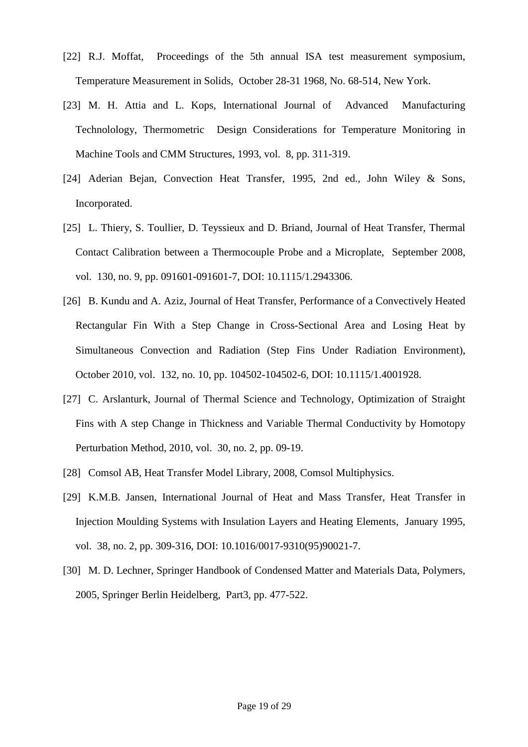[22] R.J. Moffat, Proceedings of the 5th annual ISA test measurement symposium, Temperature Measurement in Solids, October 28-31 1968, No. 68-514, New York.

[23] M. H. Attia and L. Kops, International Journal of Advanced Manufacturing Technolology, Thermometric Design Considerations for Temperature Monitoring in Machine Tools and CMM Structures, 1993, vol. 8, pp. 311-319.

[24] Aderian Bejan, Convection Heat Transfer, 1995, 2nd ed., John Wiley & Sons, Incorporated.

[25] L. Thiery, S. Toullier, D. Teyssieux and D. Briand, Journal of Heat Transfer, Thermal Contact Calibration between a Thermocouple Probe and a Microplate, September 2008, vol. 130, no. 9, pp. 091601-091601-7, DOI: 10.1115/1.2943306.

[26] B. Kundu and A. Aziz, Journal of Heat Transfer, Performance of a Convectively Heated Rectangular Fin With a Step Change in Cross-Sectional Area and Losing Heat by Simultaneous Convection and Radiation (Step Fins Under Radiation Environment), October 2010, vol. 132, no. 10, pp. 104502-104502-6, DOI: 10.1115/1.4001928.

[27] C. Arslanturk, Journal of Thermal Science and Technology, Optimization of Straight Fins with A step Change in Thickness and Variable Thermal Conductivity by Homotopy Perturbation Method, 2010, vol. 30, no. 2, pp. 09-19.

[28] Comsol AB, Heat Transfer Model Library, 2008, Comsol Multiphysics.

[29] K.M.B. Jansen, International Journal of Heat and Mass Transfer, Heat Transfer in Injection Moulding Systems with Insulation Layers and Heating Elements, January 1995, vol. 38, no. 2, pp. 309-316, DOI: 10.1016/0017-9310(95)90021-7.

[30] M. D. Lechner, Springer Handbook of Condensed Matter and Materials Data, Polymers, 2005, Springer Berlin Heidelberg, Part3, pp. 477-522.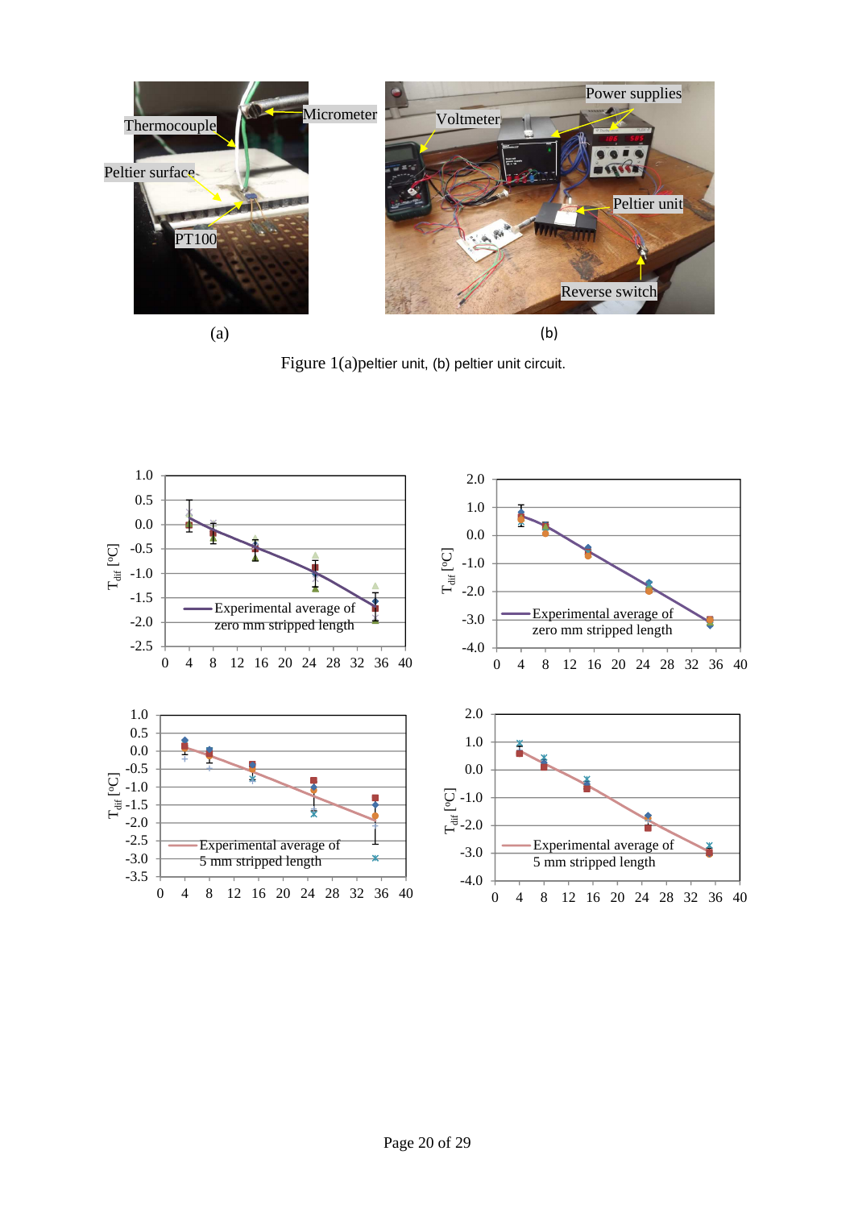Figure 1(a)peltier unit, (b) peltier unit circuit.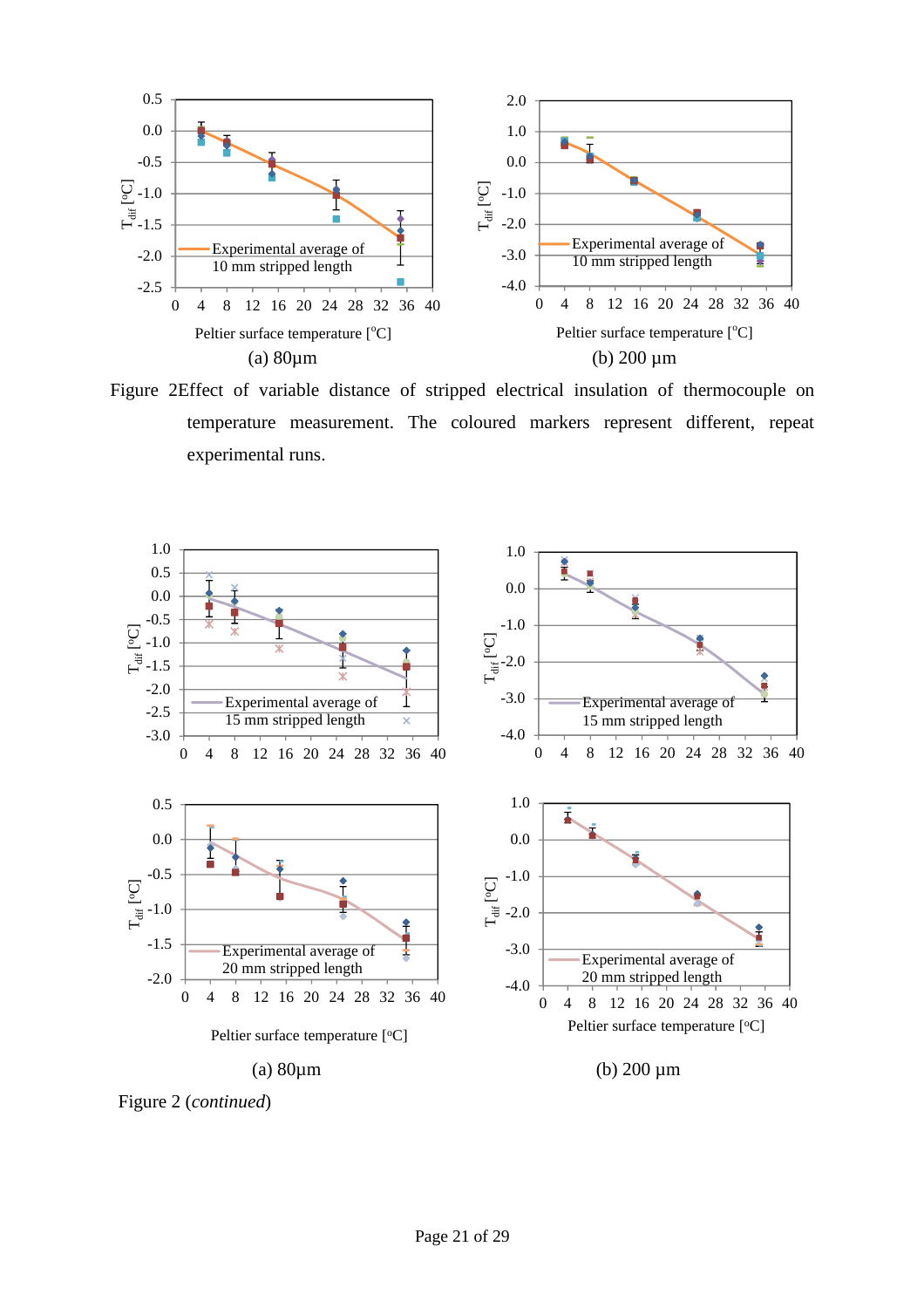(a) 80µm (b) 200 µm

Figure 2Effect of variable distance of stripped electrical insulation of thermocouple on temperature measurement. The coloured markers represent different, repeat experimental runs.

(a) 80µm (b) 200 µm

Figure 2 (*continued*)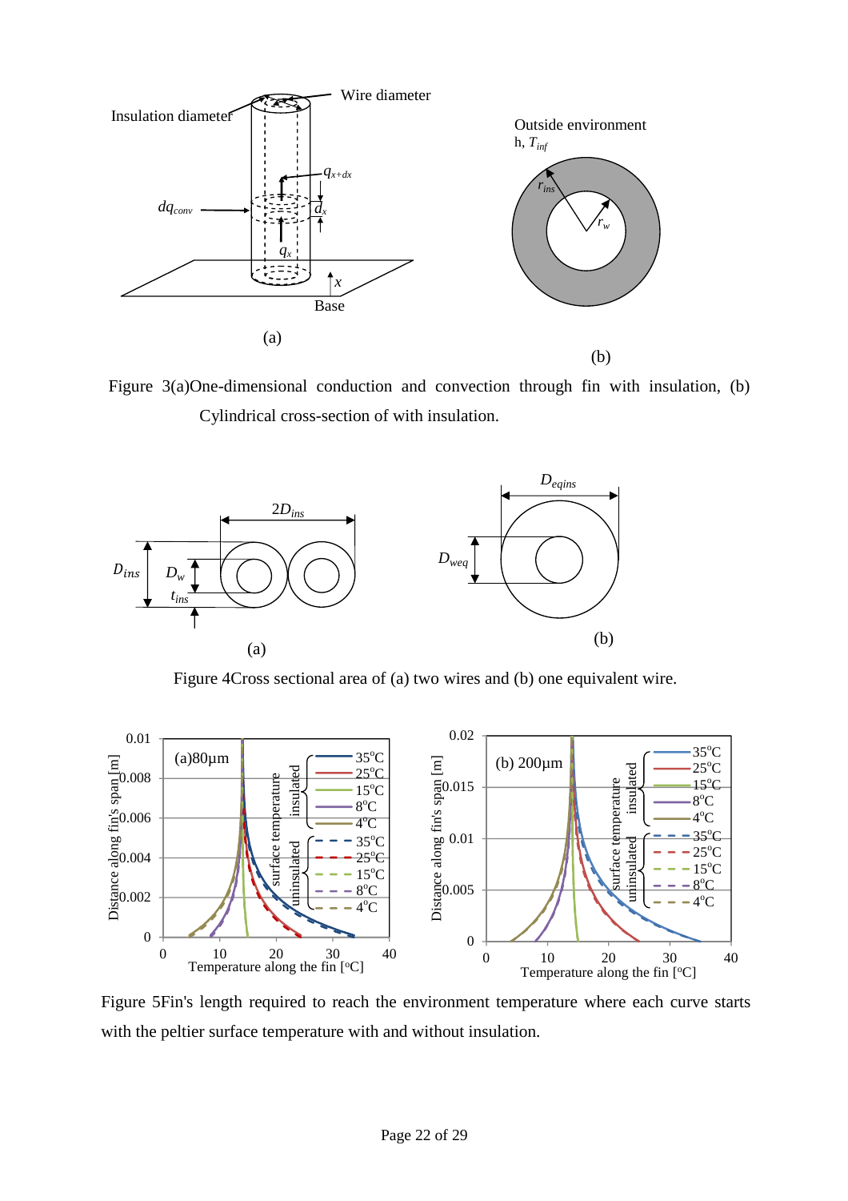Figure 3(a)One-dimensional conduction and convection through fin with insulation, (b) Cylindrical cross-section of with insulation.

Figure 4Cross sectional area of (a) two wires and (b) one equivalent wire.

Figure 5Fin's length required to reach the environment temperature where each curve starts with the peltier surface temperature with and without insulation.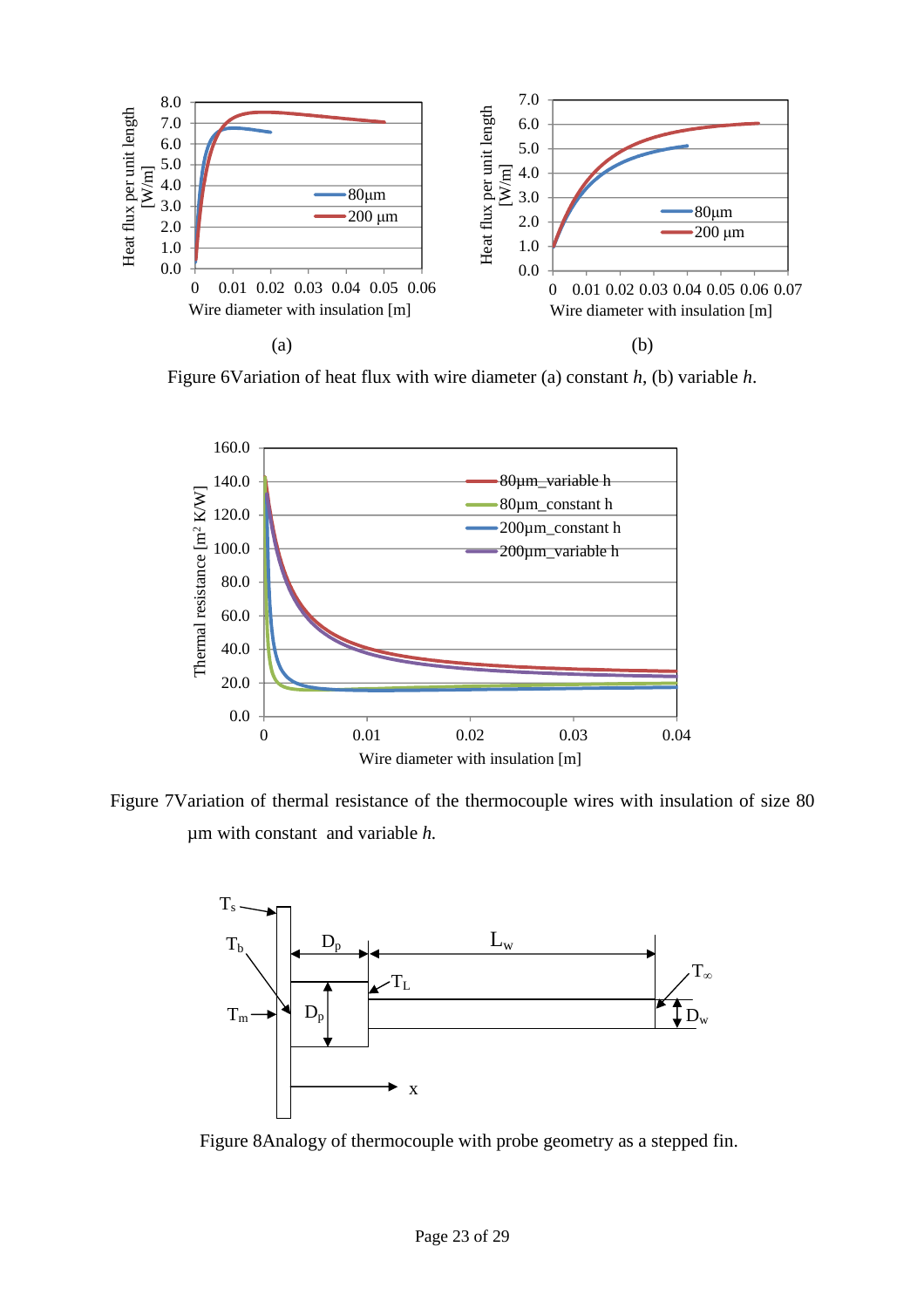Figure 6Variation of heat flux with wire diameter (a) constant *h*, (b) variable *h*.

Figure 7Variation of thermal resistance of the thermocouple wires with insulation of size 80 μm with constant and variable *h.*

Figure 8Analogy of thermocouple with probe geometry as a stepped fin.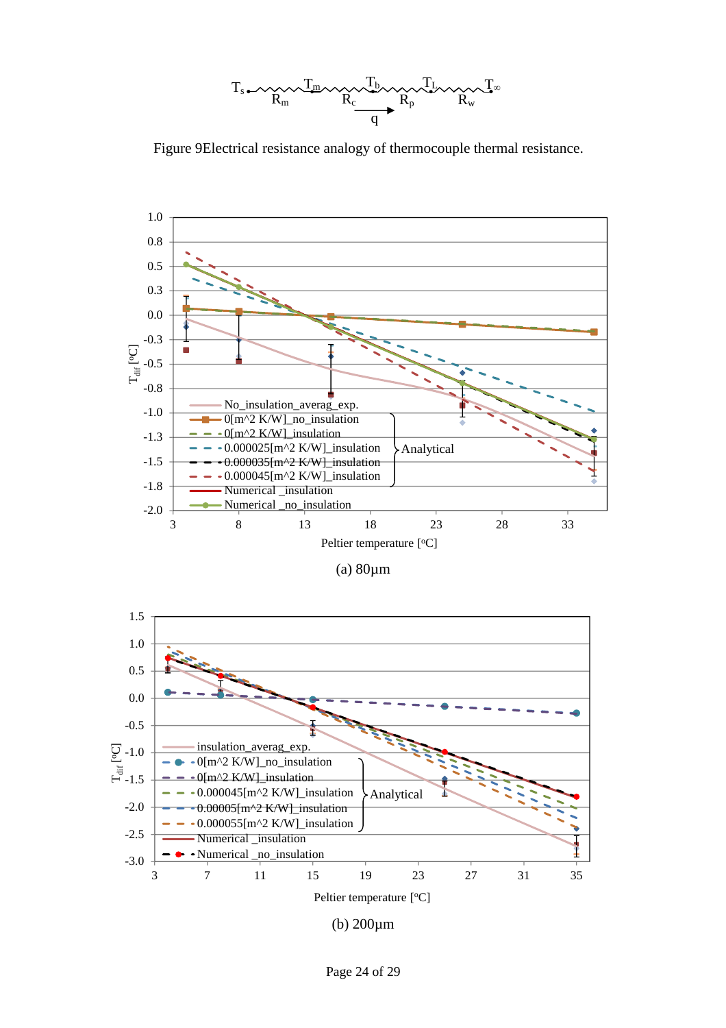Figure 9Electrical resistance analogy of thermocouple thermal resistance.

(a) 80μm

(b) 200μm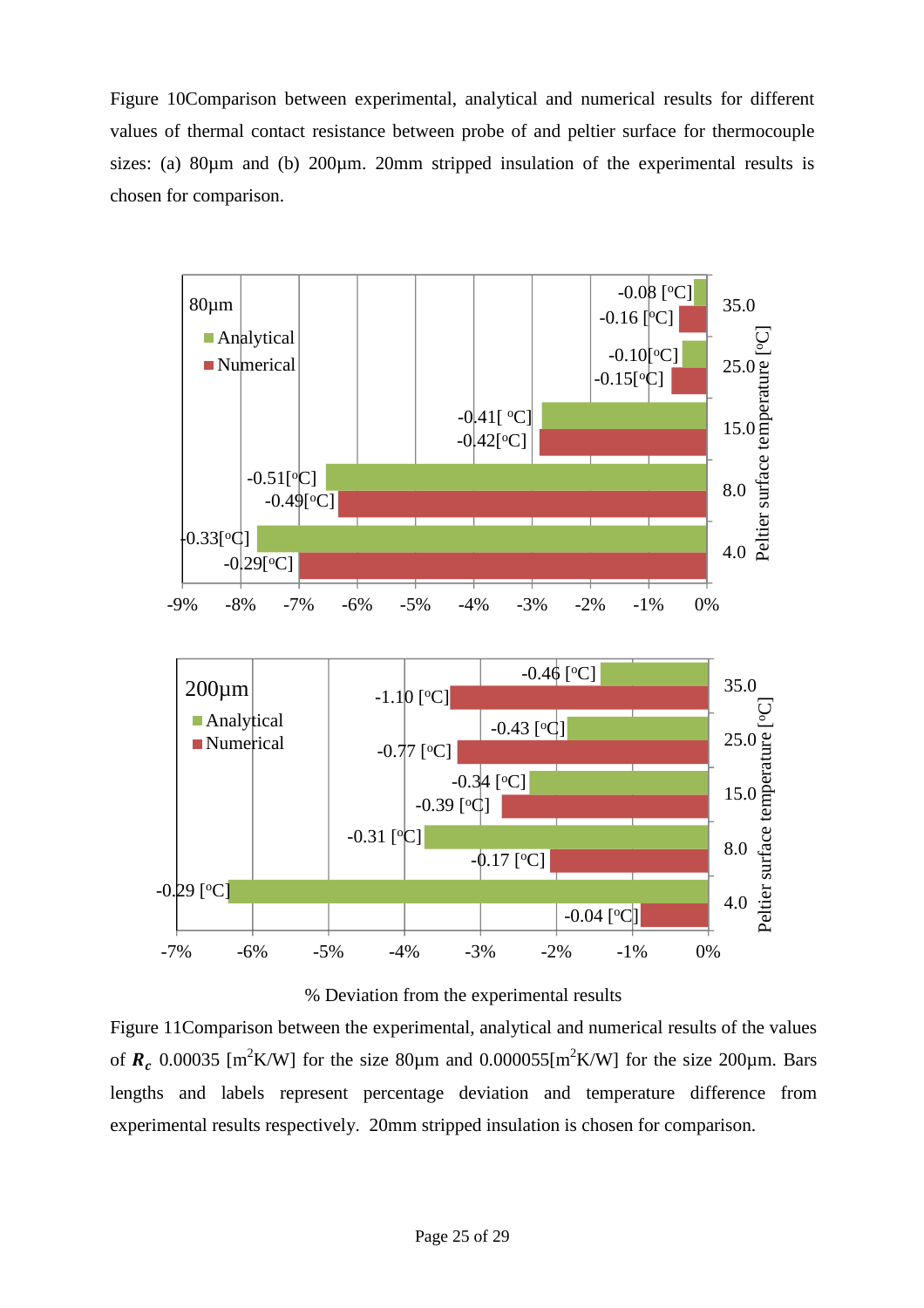Figure 10Comparison between experimental, analytical and numerical results for different values of thermal contact resistance between probe of and peltier surface for thermocouple sizes: (a) 80μm and (b) 200μm. 20mm stripped insulation of the experimental results is chosen for comparison.

Figure 11Comparison between the experimental, analytical and numerical results of the values of $\boldsymbol{R_c}$ 0.00035 [m$^2$K/W] for the size 80μm and 0.000055[m$^2$K/W] for the size 200μm. Bars lengths and labels represent percentage deviation and temperature difference from experimental results respectively. 20mm stripped insulation is chosen for comparison.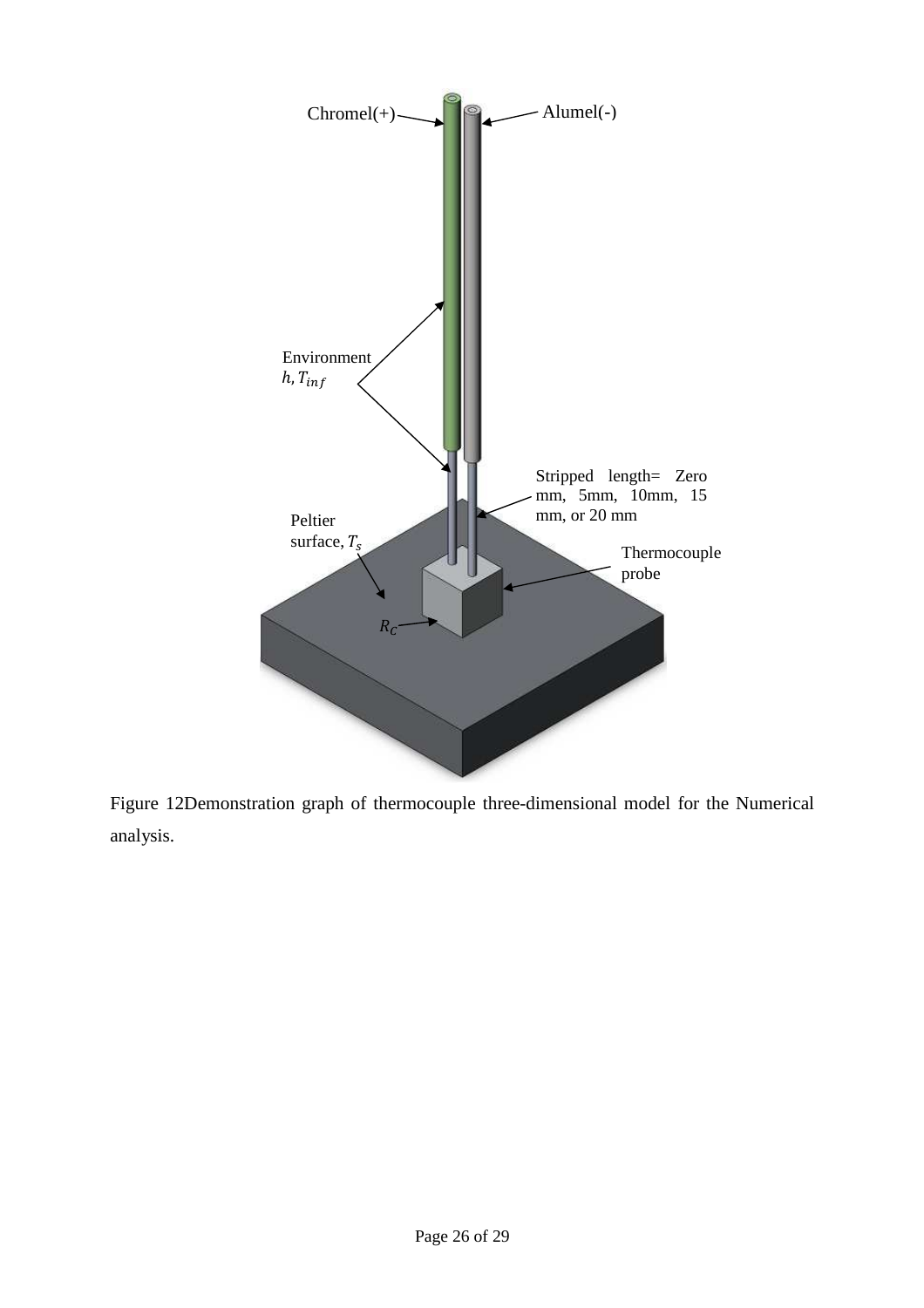Figure 12Demonstration graph of thermocouple three-dimensional model for the Numerical analysis.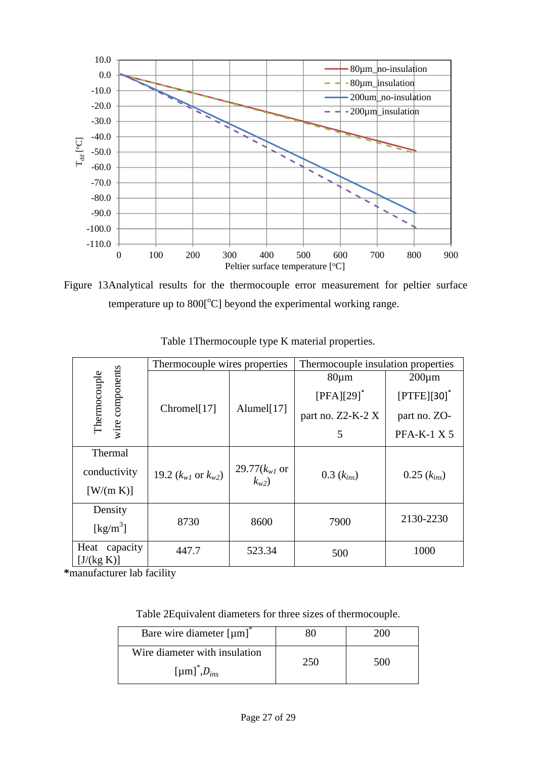Figure 13Analytical results for the thermocouple error measurement for peltier surface temperature up to 800[°C] beyond the experimental working range.

Table 1Thermocouple type K material properties.

| Thermocouple wire components | Thermocouple wires properties | | Thermocouple insulation properties | |
|---|---|---|---|---|
| | Chromel[17] | Alumel[17] | 80µm [PFA][29]* part no. Z2-K-2 X 5 | 200µm [PTFE][30]* part no. ZO-PFA-K-1 X 5 |
| Thermal conductivity [W/(m K)] | 19.2 ($k_{w1}$ or $k_{w2}$) | 29.77($k_{w1}$ or $k_{w2}$) | 0.3 ($k_{ins}$) | 0.25 ($k_{ins}$) |
| Density [kg/m$^3$] | 8730 | 8600 | 7900 | 2130-2230 |
| Heat capacity [J/(kg K)] | 447.7 | 523.34 | 500 | 1000 |

**\***manufacturer lab facility

Table 2Equivalent diameters for three sizes of thermocouple.

| Bare wire diameter [µm]* | 80 | 200 |
|---|---|---|
| Wire diameter with insulation [µm]*,$D_{ins}$ | 250 | 500 |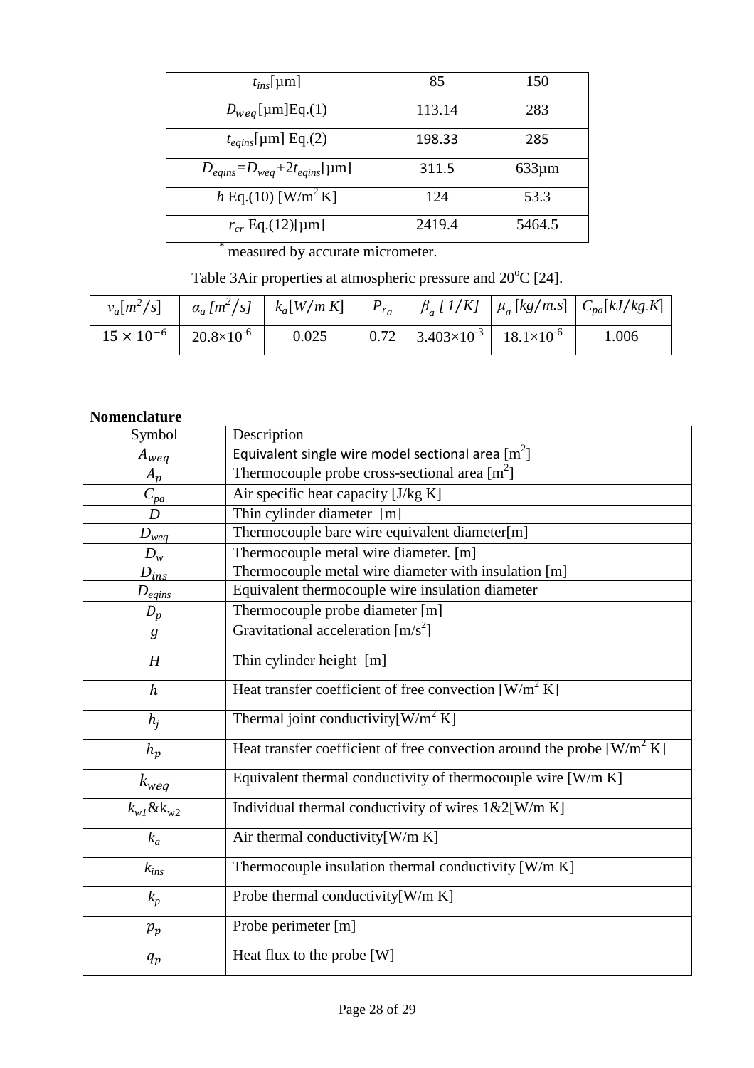| $t_{ins}$[μm] | 85 | 150 |
|---|---|---|
| $D_{weq}$[μm]Eq.(1) | 113.14 | 283 |
| $t_{eqins}$[μm] Eq.(2) | 198.33 | 285 |
| $D_{eqins}=D_{weq}+2t_{eqins}$[μm] | 311.5 | 633μm |
| $h$ Eq.(10) [W/m$^2$ K] | 124 | 53.3 |
| $r_{cr}$ Eq.(12)[μm] | 2419.4 | 5464.5 |

\* measured by accurate micrometer.

Table 3Air properties at atmospheric pressure and 20°C [24].

| $v_a[m^2/s]$ | $\alpha_a\,[m^2/s]$ | $k_a[W/m\,K]$ | $P_{r_a}$ | $\beta_a\,[1/K]$ | $\mu_a\,[kg/m.s]$ | $C_{pa}[kJ/kg.K]$ |
|---|---|---|---|---|---|---|
| $15\times10^{-6}$ | $20.8\times10^{-6}$ | 0.025 | 0.72 | $3.403\times10^{-3}$ | $18.1\times10^{-6}$ | 1.006 |

**Nomenclature**

| Symbol | Description |
|---|---|
| $A_{weq}$ | Equivalent single wire model sectional area [m$^2$] |
| $A_p$ | Thermocouple probe cross-sectional area [m$^2$] |
| $C_{pa}$ | Air specific heat capacity [J/kg K] |
| $D$ | Thin cylinder diameter [m] |
| $D_{weq}$ | Thermocouple bare wire equivalent diameter[m] |
| $D_w$ | Thermocouple metal wire diameter. [m] |
| $D_{ins}$ | Thermocouple metal wire diameter with insulation [m] |
| $D_{eqins}$ | Equivalent thermocouple wire insulation diameter |
| $D_p$ | Thermocouple probe diameter [m] |
| $g$ | Gravitational acceleration [m/s$^2$] |
| $H$ | Thin cylinder height [m] |
| $h$ | Heat transfer coefficient of free convection [W/m$^2$ K] |
| $h_j$ | Thermal joint conductivity[W/m$^2$ K] |
| $h_p$ | Heat transfer coefficient of free convection around the probe [W/m$^2$ K] |
| $k_{weq}$ | Equivalent thermal conductivity of thermocouple wire [W/m K] |
| $k_{w1}$&$k_{w2}$ | Individual thermal conductivity of wires 1&2[W/m K] |
| $k_a$ | Air thermal conductivity[W/m K] |
| $k_{ins}$ | Thermocouple insulation thermal conductivity [W/m K] |
| $k_p$ | Probe thermal conductivity[W/m K] |
| $p_p$ | Probe perimeter [m] |
| $q_p$ | Heat flux to the probe [W] |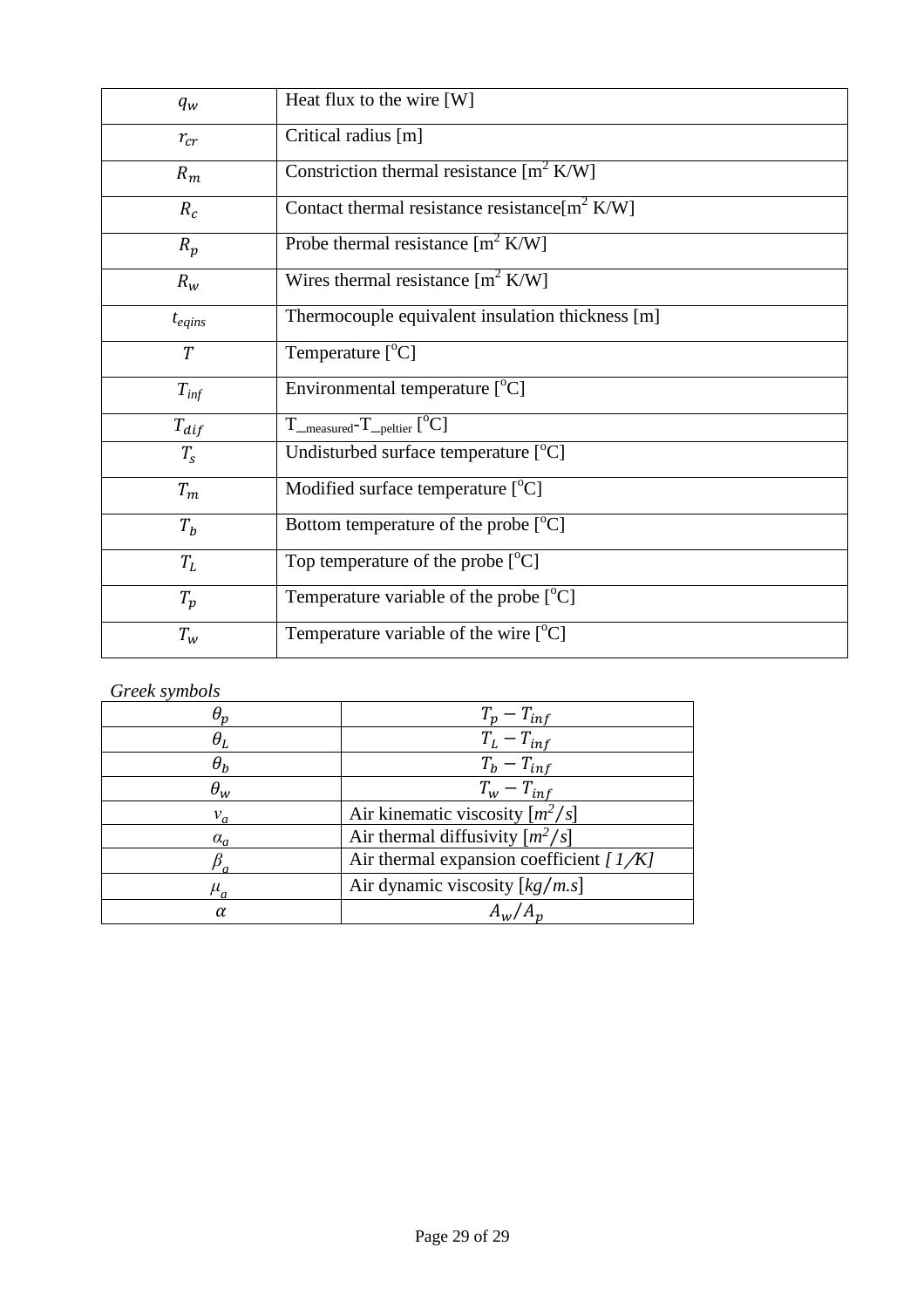| | |
|---|---|
| $q_w$ | Heat flux to the wire [W] |
| $r_{cr}$ | Critical radius [m] |
| $R_m$ | Constriction thermal resistance [$m^2$ K/W] |
| $R_c$ | Contact thermal resistance resistance[$m^2$ K/W] |
| $R_p$ | Probe thermal resistance [$m^2$ K/W] |
| $R_w$ | Wires thermal resistance [$m^2$ K/W] |
| $t_{eqins}$ | Thermocouple equivalent insulation thickness [m] |
| $T$ | Temperature [$^o$C] |
| $T_{inf}$ | Environmental temperature [$^o$C] |
| $T_{dif}$ | $T_{\_measured}$-$T_{\_peltier}$ [$^o$C] |
| $T_s$ | Undisturbed surface temperature [$^o$C] |
| $T_m$ | Modified surface temperature [$^o$C] |
| $T_b$ | Bottom temperature of the probe [$^o$C] |
| $T_L$ | Top temperature of the probe [$^o$C] |
| $T_p$ | Temperature variable of the probe [$^o$C] |
| $T_w$ | Temperature variable of the wire [$^o$C] |

*Greek symbols*

| | |
|---|---|
| $\theta_p$ | $T_p - T_{inf}$ |
| $\theta_L$ | $T_L - T_{inf}$ |
| $\theta_b$ | $T_b - T_{inf}$ |
| $\theta_w$ | $T_w - T_{inf}$ |
| $v_a$ | Air kinematic viscosity [$m^2/s$] |
| $\alpha_a$ | Air thermal diffusivity [$m^2/s$] |
| $\beta_a$ | Air thermal expansion coefficient *[ 1/K]* |
| $\mu_a$ | Air dynamic viscosity [$kg/m.s$] |
| $\alpha$ | $A_w/A_p$ |